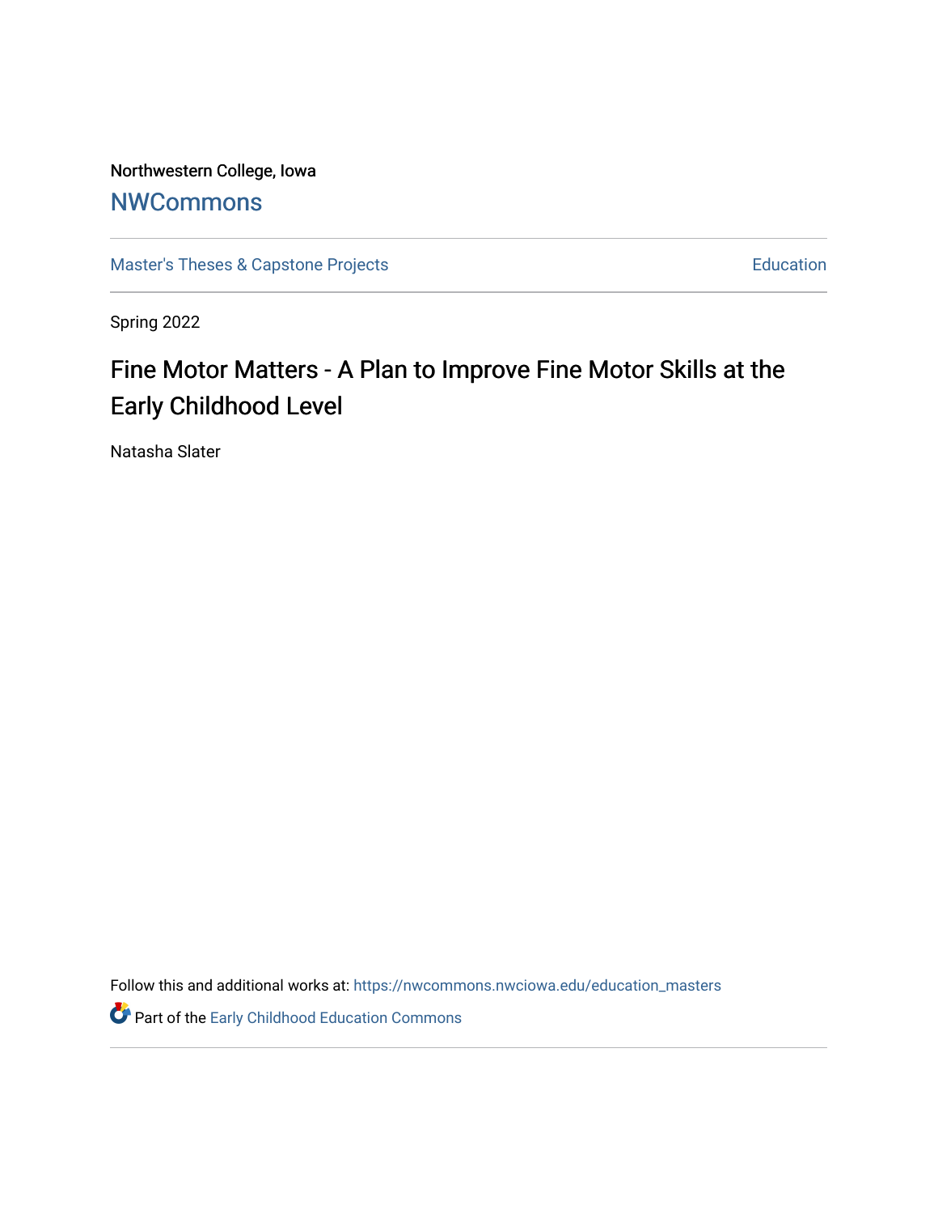Northwestern College, Iowa

**NWCommons**

Master's Theses & Capstone Projects | Education

Spring 2022

# Fine Motor Matters - A Plan to Improve Fine Motor Skills at the Early Childhood Level

Natasha Slater

Follow this and additional works at: https://nwcommons.nwciowa.edu/education_masters

Part of the Early Childhood Education Commons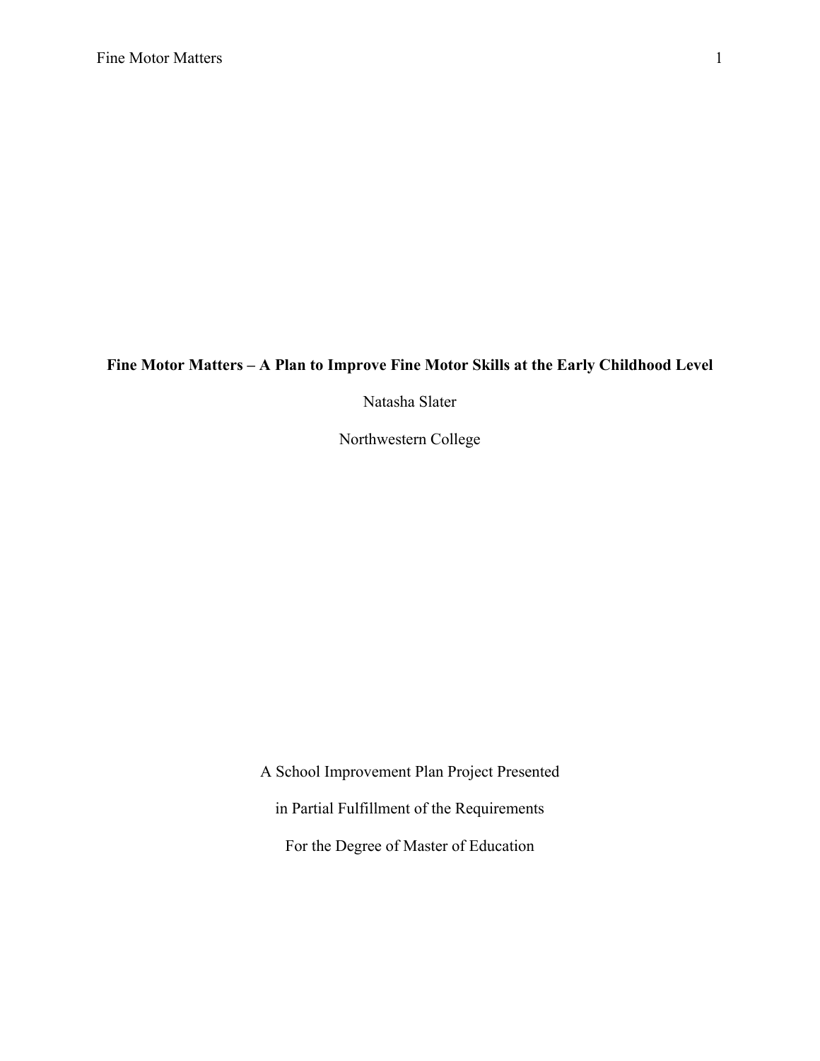**Fine Motor Matters – A Plan to Improve Fine Motor Skills at the Early Childhood Level**

Natasha Slater

Northwestern College

A School Improvement Plan Project Presented

in Partial Fulfillment of the Requirements

For the Degree of Master of Education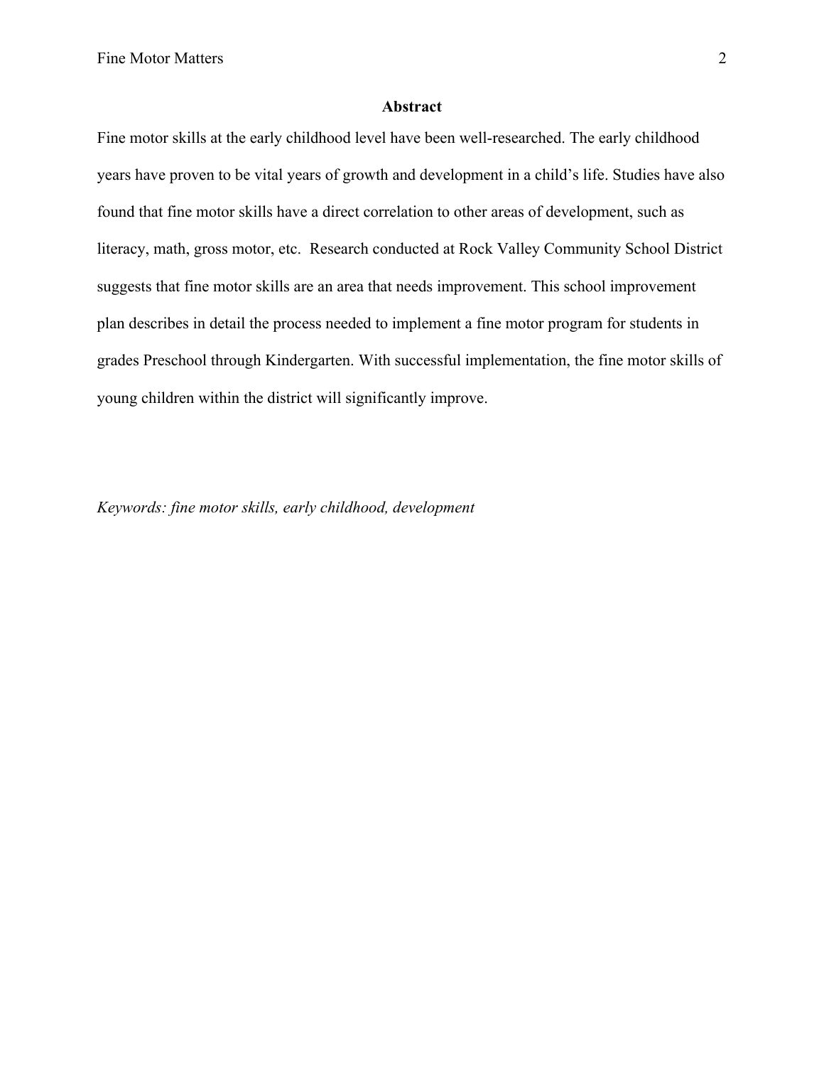## Abstract

Fine motor skills at the early childhood level have been well-researched. The early childhood years have proven to be vital years of growth and development in a child's life. Studies have also found that fine motor skills have a direct correlation to other areas of development, such as literacy, math, gross motor, etc. Research conducted at Rock Valley Community School District suggests that fine motor skills are an area that needs improvement. This school improvement plan describes in detail the process needed to implement a fine motor program for students in grades Preschool through Kindergarten. With successful implementation, the fine motor skills of young children within the district will significantly improve.

*Keywords: fine motor skills, early childhood, development*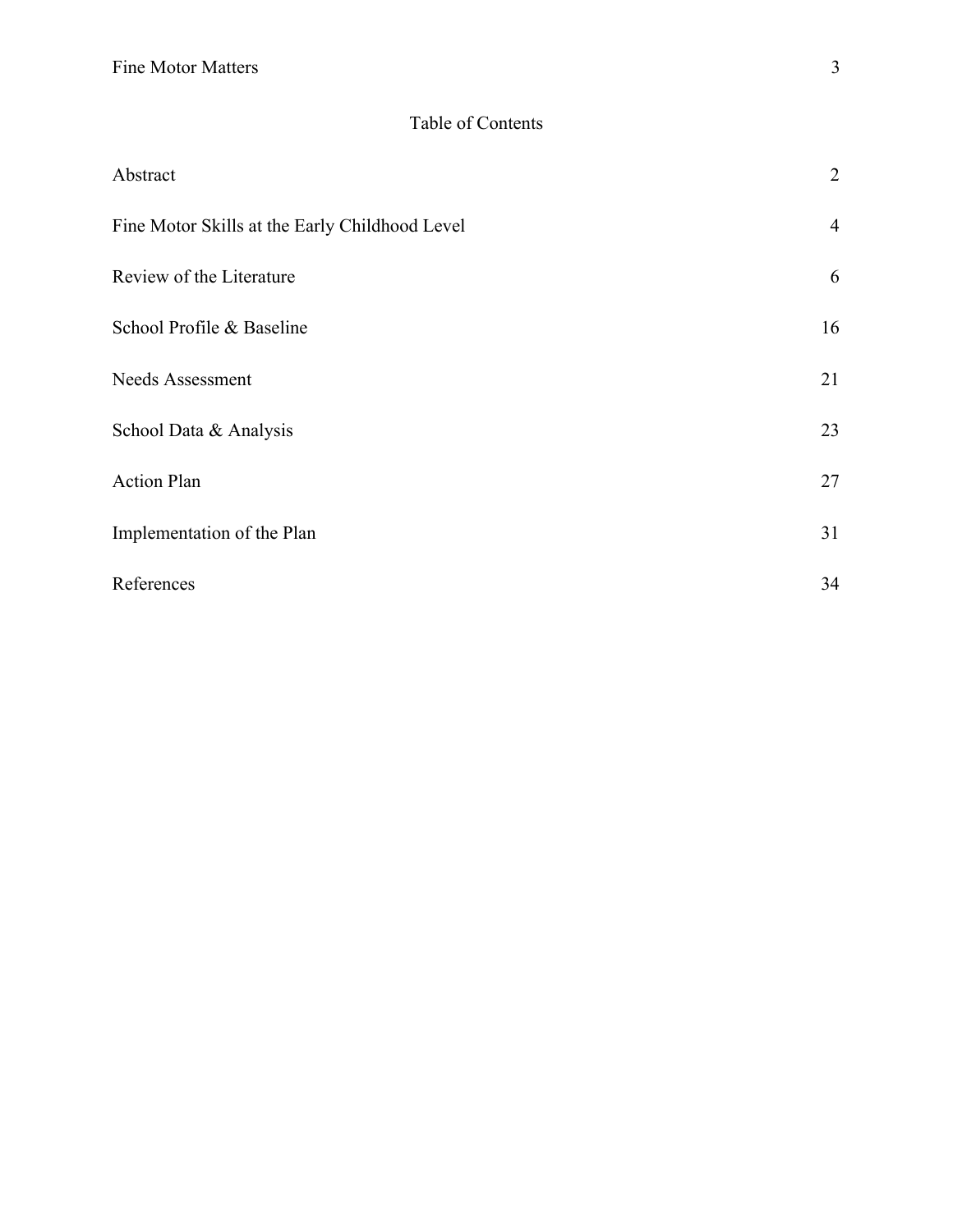# Table of Contents

| | |
|---|---|
| Abstract | 2 |
| Fine Motor Skills at the Early Childhood Level | 4 |
| Review of the Literature | 6 |
| School Profile & Baseline | 16 |
| Needs Assessment | 21 |
| School Data & Analysis | 23 |
| Action Plan | 27 |
| Implementation of the Plan | 31 |
| References | 34 |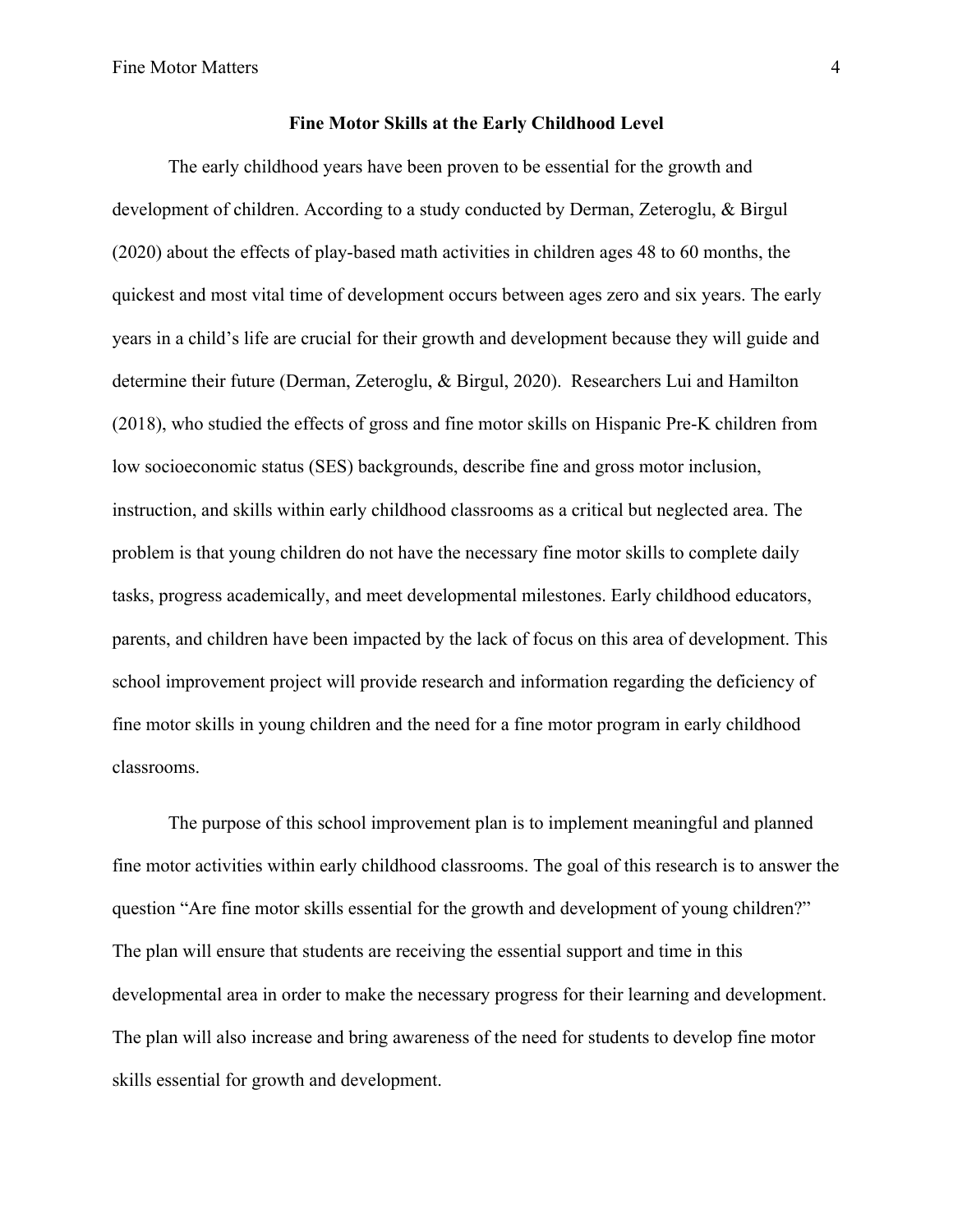## Fine Motor Skills at the Early Childhood Level

The early childhood years have been proven to be essential for the growth and development of children. According to a study conducted by Derman, Zeteroglu, & Birgul (2020) about the effects of play-based math activities in children ages 48 to 60 months, the quickest and most vital time of development occurs between ages zero and six years. The early years in a child's life are crucial for their growth and development because they will guide and determine their future (Derman, Zeteroglu, & Birgul, 2020). Researchers Lui and Hamilton (2018), who studied the effects of gross and fine motor skills on Hispanic Pre-K children from low socioeconomic status (SES) backgrounds, describe fine and gross motor inclusion, instruction, and skills within early childhood classrooms as a critical but neglected area. The problem is that young children do not have the necessary fine motor skills to complete daily tasks, progress academically, and meet developmental milestones. Early childhood educators, parents, and children have been impacted by the lack of focus on this area of development. This school improvement project will provide research and information regarding the deficiency of fine motor skills in young children and the need for a fine motor program in early childhood classrooms.

The purpose of this school improvement plan is to implement meaningful and planned fine motor activities within early childhood classrooms. The goal of this research is to answer the question "Are fine motor skills essential for the growth and development of young children?" The plan will ensure that students are receiving the essential support and time in this developmental area in order to make the necessary progress for their learning and development. The plan will also increase and bring awareness of the need for students to develop fine motor skills essential for growth and development.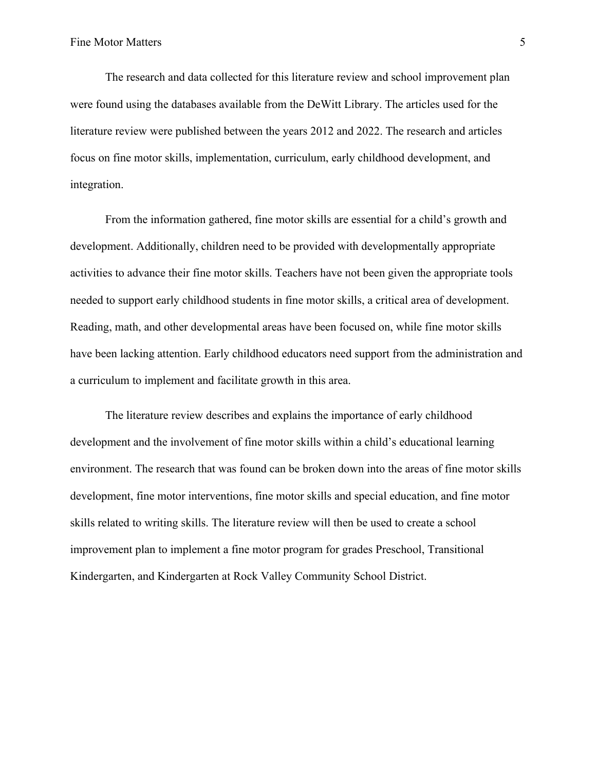The research and data collected for this literature review and school improvement plan were found using the databases available from the DeWitt Library. The articles used for the literature review were published between the years 2012 and 2022. The research and articles focus on fine motor skills, implementation, curriculum, early childhood development, and integration.

From the information gathered, fine motor skills are essential for a child's growth and development. Additionally, children need to be provided with developmentally appropriate activities to advance their fine motor skills. Teachers have not been given the appropriate tools needed to support early childhood students in fine motor skills, a critical area of development. Reading, math, and other developmental areas have been focused on, while fine motor skills have been lacking attention. Early childhood educators need support from the administration and a curriculum to implement and facilitate growth in this area.

The literature review describes and explains the importance of early childhood development and the involvement of fine motor skills within a child's educational learning environment. The research that was found can be broken down into the areas of fine motor skills development, fine motor interventions, fine motor skills and special education, and fine motor skills related to writing skills. The literature review will then be used to create a school improvement plan to implement a fine motor program for grades Preschool, Transitional Kindergarten, and Kindergarten at Rock Valley Community School District.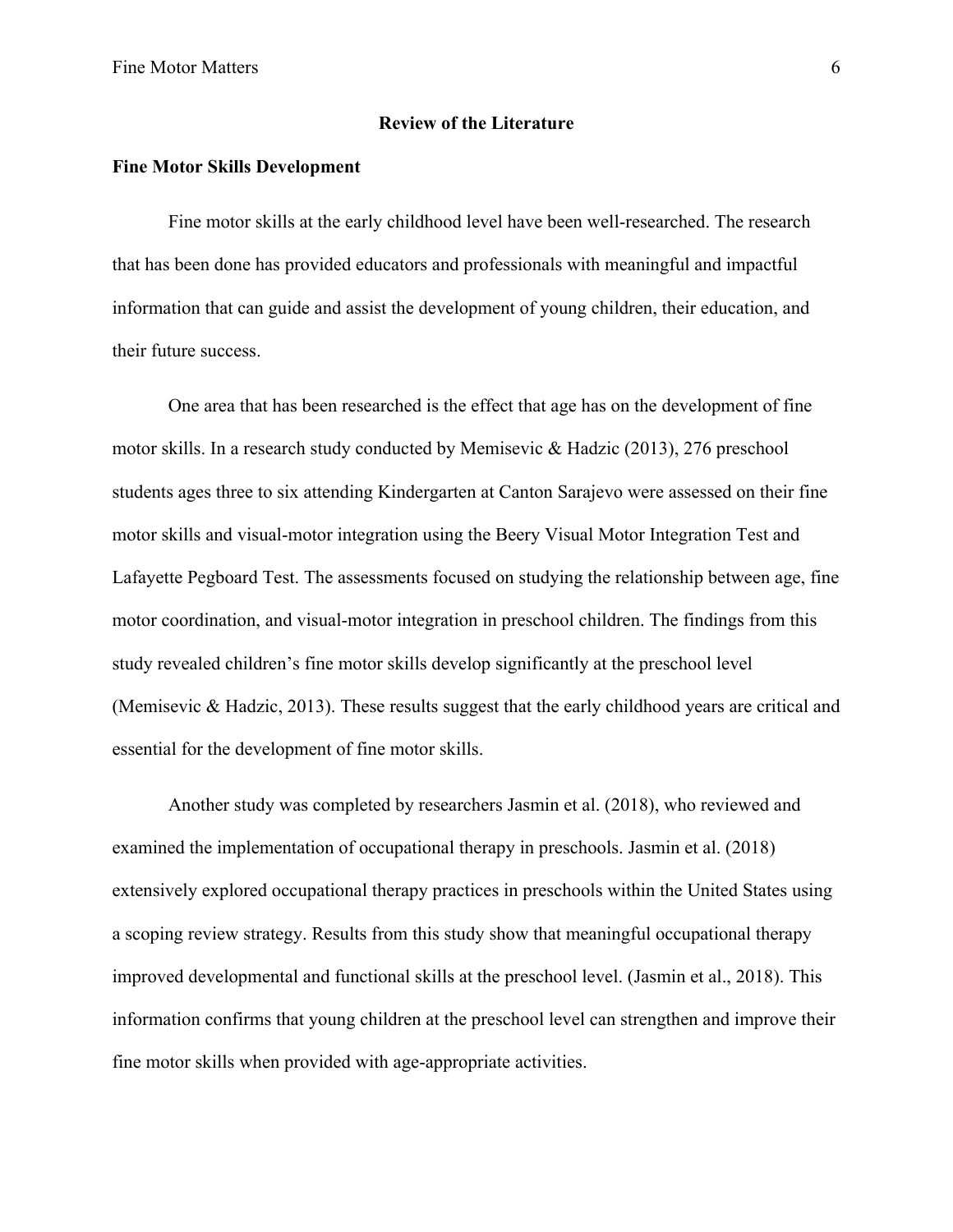## Review of the Literature

### Fine Motor Skills Development

Fine motor skills at the early childhood level have been well-researched. The research that has been done has provided educators and professionals with meaningful and impactful information that can guide and assist the development of young children, their education, and their future success.

One area that has been researched is the effect that age has on the development of fine motor skills. In a research study conducted by Memisevic & Hadzic (2013), 276 preschool students ages three to six attending Kindergarten at Canton Sarajevo were assessed on their fine motor skills and visual-motor integration using the Beery Visual Motor Integration Test and Lafayette Pegboard Test. The assessments focused on studying the relationship between age, fine motor coordination, and visual-motor integration in preschool children. The findings from this study revealed children's fine motor skills develop significantly at the preschool level (Memisevic & Hadzic, 2013). These results suggest that the early childhood years are critical and essential for the development of fine motor skills.

Another study was completed by researchers Jasmin et al. (2018), who reviewed and examined the implementation of occupational therapy in preschools. Jasmin et al. (2018) extensively explored occupational therapy practices in preschools within the United States using a scoping review strategy. Results from this study show that meaningful occupational therapy improved developmental and functional skills at the preschool level. (Jasmin et al., 2018). This information confirms that young children at the preschool level can strengthen and improve their fine motor skills when provided with age-appropriate activities.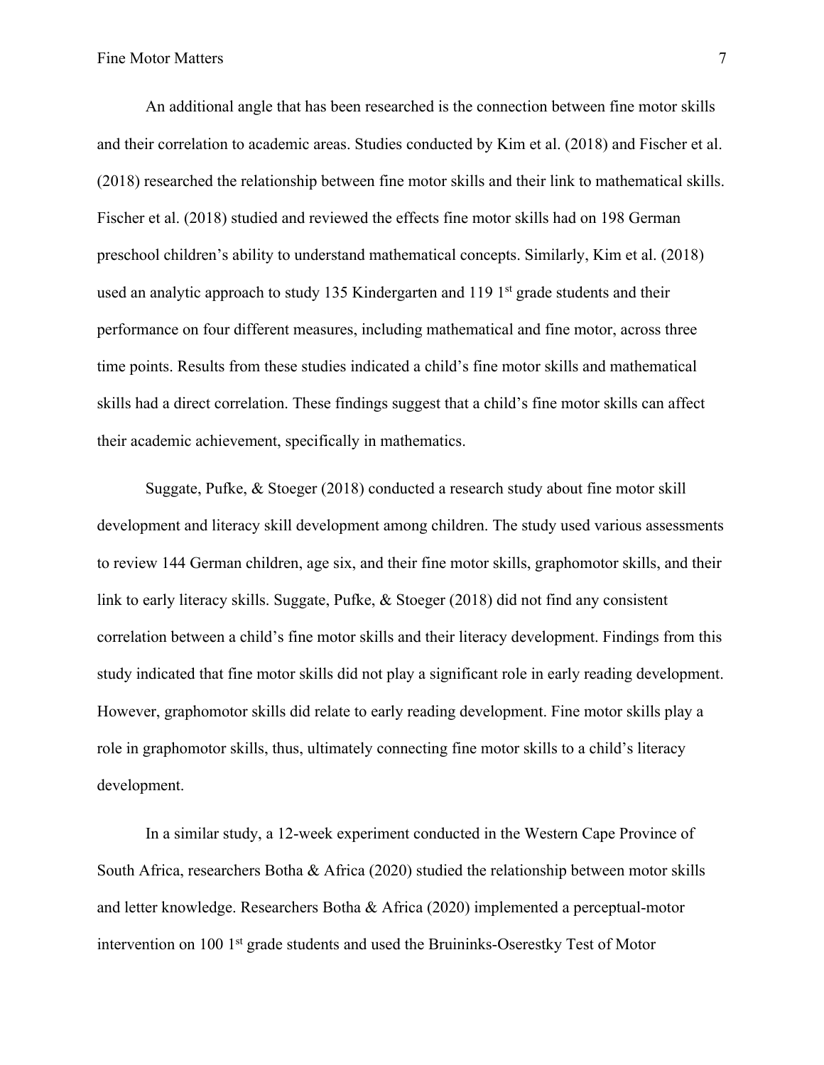An additional angle that has been researched is the connection between fine motor skills and their correlation to academic areas. Studies conducted by Kim et al. (2018) and Fischer et al. (2018) researched the relationship between fine motor skills and their link to mathematical skills. Fischer et al. (2018) studied and reviewed the effects fine motor skills had on 198 German preschool children's ability to understand mathematical concepts. Similarly, Kim et al. (2018) used an analytic approach to study 135 Kindergarten and 119 1st grade students and their performance on four different measures, including mathematical and fine motor, across three time points. Results from these studies indicated a child's fine motor skills and mathematical skills had a direct correlation. These findings suggest that a child's fine motor skills can affect their academic achievement, specifically in mathematics.

Suggate, Pufke, & Stoeger (2018) conducted a research study about fine motor skill development and literacy skill development among children. The study used various assessments to review 144 German children, age six, and their fine motor skills, graphomotor skills, and their link to early literacy skills. Suggate, Pufke, & Stoeger (2018) did not find any consistent correlation between a child's fine motor skills and their literacy development. Findings from this study indicated that fine motor skills did not play a significant role in early reading development. However, graphomotor skills did relate to early reading development. Fine motor skills play a role in graphomotor skills, thus, ultimately connecting fine motor skills to a child's literacy development.

In a similar study, a 12-week experiment conducted in the Western Cape Province of South Africa, researchers Botha & Africa (2020) studied the relationship between motor skills and letter knowledge. Researchers Botha & Africa (2020) implemented a perceptual-motor intervention on 100 1st grade students and used the Bruininks-Oserestky Test of Motor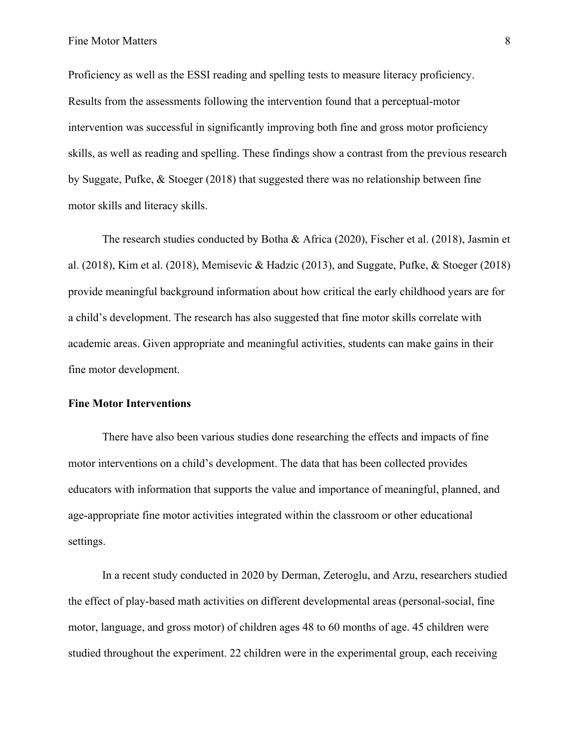Proficiency as well as the ESSI reading and spelling tests to measure literacy proficiency. Results from the assessments following the intervention found that a perceptual-motor intervention was successful in significantly improving both fine and gross motor proficiency skills, as well as reading and spelling. These findings show a contrast from the previous research by Suggate, Pufke, & Stoeger (2018) that suggested there was no relationship between fine motor skills and literacy skills.

The research studies conducted by Botha & Africa (2020), Fischer et al. (2018), Jasmin et al. (2018), Kim et al. (2018), Memisevic & Hadzic (2013), and Suggate, Pufke, & Stoeger (2018) provide meaningful background information about how critical the early childhood years are for a child's development. The research has also suggested that fine motor skills correlate with academic areas. Given appropriate and meaningful activities, students can make gains in their fine motor development.

**Fine Motor Interventions**

There have also been various studies done researching the effects and impacts of fine motor interventions on a child's development. The data that has been collected provides educators with information that supports the value and importance of meaningful, planned, and age-appropriate fine motor activities integrated within the classroom or other educational settings.

In a recent study conducted in 2020 by Derman, Zeteroglu, and Arzu, researchers studied the effect of play-based math activities on different developmental areas (personal-social, fine motor, language, and gross motor) of children ages 48 to 60 months of age. 45 children were studied throughout the experiment. 22 children were in the experimental group, each receiving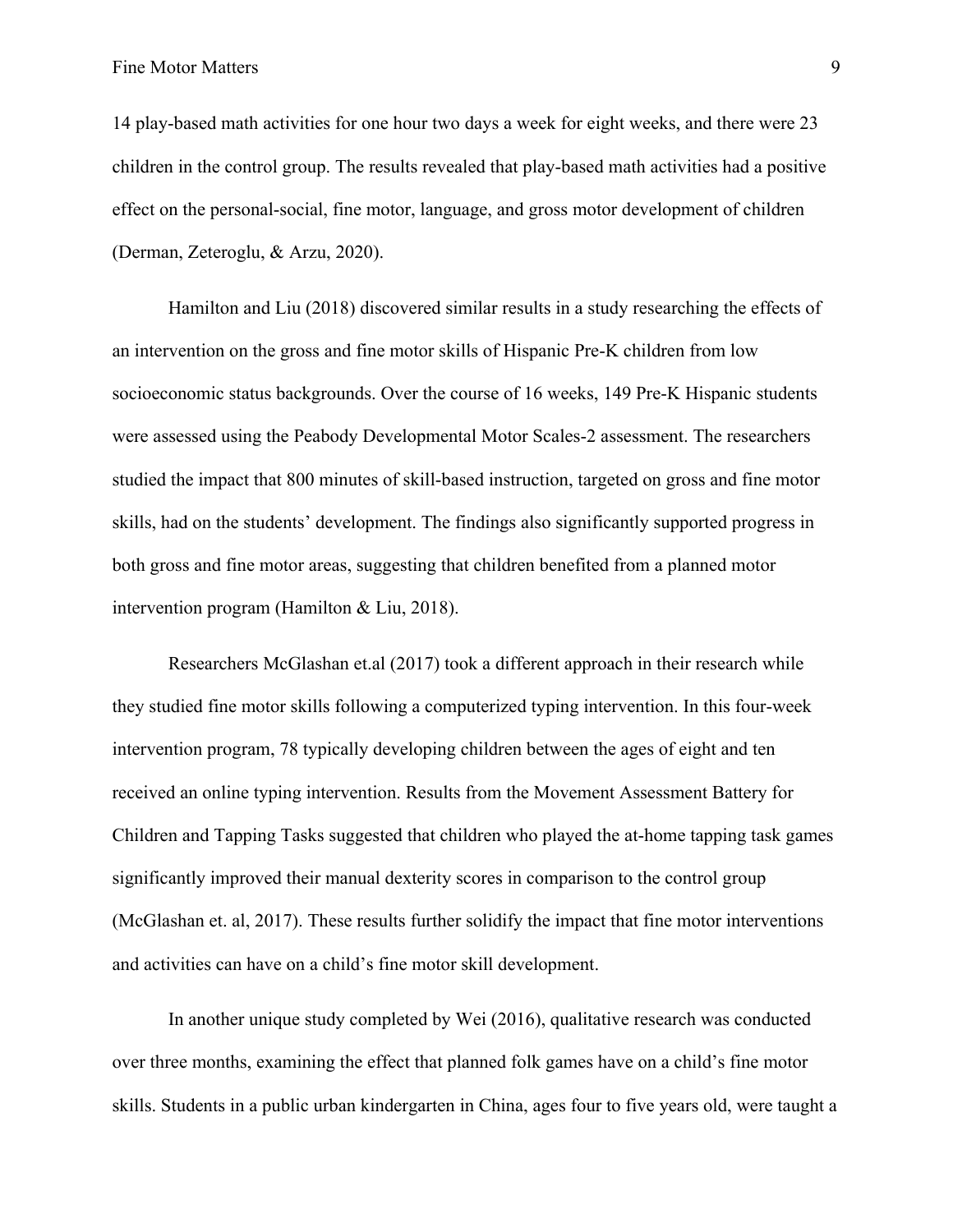14 play-based math activities for one hour two days a week for eight weeks, and there were 23 children in the control group. The results revealed that play-based math activities had a positive effect on the personal-social, fine motor, language, and gross motor development of children (Derman, Zeteroglu, & Arzu, 2020).

Hamilton and Liu (2018) discovered similar results in a study researching the effects of an intervention on the gross and fine motor skills of Hispanic Pre-K children from low socioeconomic status backgrounds. Over the course of 16 weeks, 149 Pre-K Hispanic students were assessed using the Peabody Developmental Motor Scales-2 assessment. The researchers studied the impact that 800 minutes of skill-based instruction, targeted on gross and fine motor skills, had on the students' development. The findings also significantly supported progress in both gross and fine motor areas, suggesting that children benefited from a planned motor intervention program (Hamilton & Liu, 2018).

Researchers McGlashan et.al (2017) took a different approach in their research while they studied fine motor skills following a computerized typing intervention. In this four-week intervention program, 78 typically developing children between the ages of eight and ten received an online typing intervention. Results from the Movement Assessment Battery for Children and Tapping Tasks suggested that children who played the at-home tapping task games significantly improved their manual dexterity scores in comparison to the control group (McGlashan et. al, 2017). These results further solidify the impact that fine motor interventions and activities can have on a child's fine motor skill development.

In another unique study completed by Wei (2016), qualitative research was conducted over three months, examining the effect that planned folk games have on a child's fine motor skills. Students in a public urban kindergarten in China, ages four to five years old, were taught a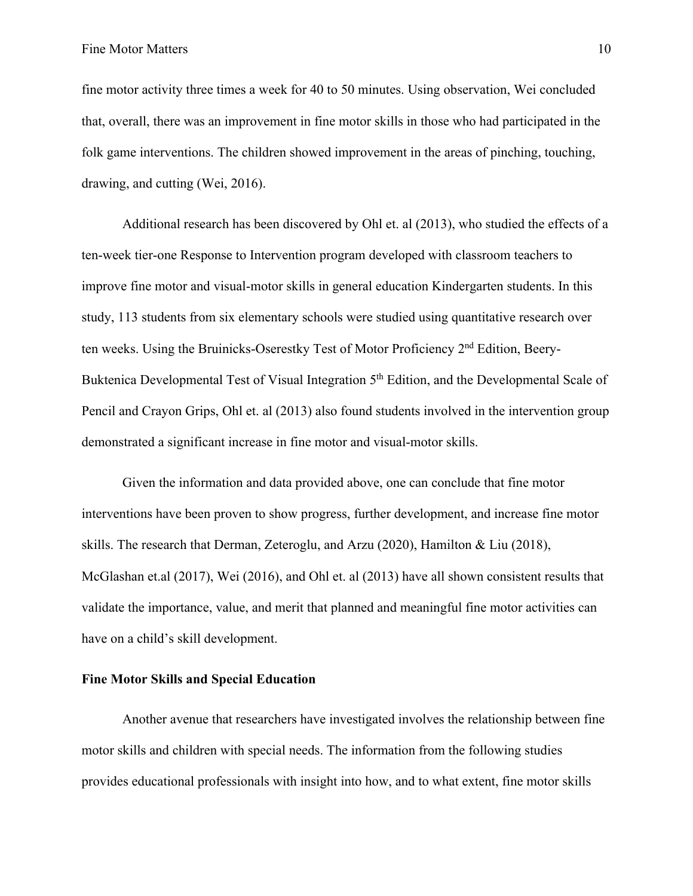fine motor activity three times a week for 40 to 50 minutes. Using observation, Wei concluded that, overall, there was an improvement in fine motor skills in those who had participated in the folk game interventions. The children showed improvement in the areas of pinching, touching, drawing, and cutting (Wei, 2016).

Additional research has been discovered by Ohl et. al (2013), who studied the effects of a ten-week tier-one Response to Intervention program developed with classroom teachers to improve fine motor and visual-motor skills in general education Kindergarten students. In this study, 113 students from six elementary schools were studied using quantitative research over ten weeks. Using the Bruinicks-Oserestky Test of Motor Proficiency 2nd Edition, Beery-Buktenica Developmental Test of Visual Integration 5th Edition, and the Developmental Scale of Pencil and Crayon Grips, Ohl et. al (2013) also found students involved in the intervention group demonstrated a significant increase in fine motor and visual-motor skills.

Given the information and data provided above, one can conclude that fine motor interventions have been proven to show progress, further development, and increase fine motor skills. The research that Derman, Zeteroglu, and Arzu (2020), Hamilton & Liu (2018), McGlashan et.al (2017), Wei (2016), and Ohl et. al (2013) have all shown consistent results that validate the importance, value, and merit that planned and meaningful fine motor activities can have on a child's skill development.

**Fine Motor Skills and Special Education**

Another avenue that researchers have investigated involves the relationship between fine motor skills and children with special needs. The information from the following studies provides educational professionals with insight into how, and to what extent, fine motor skills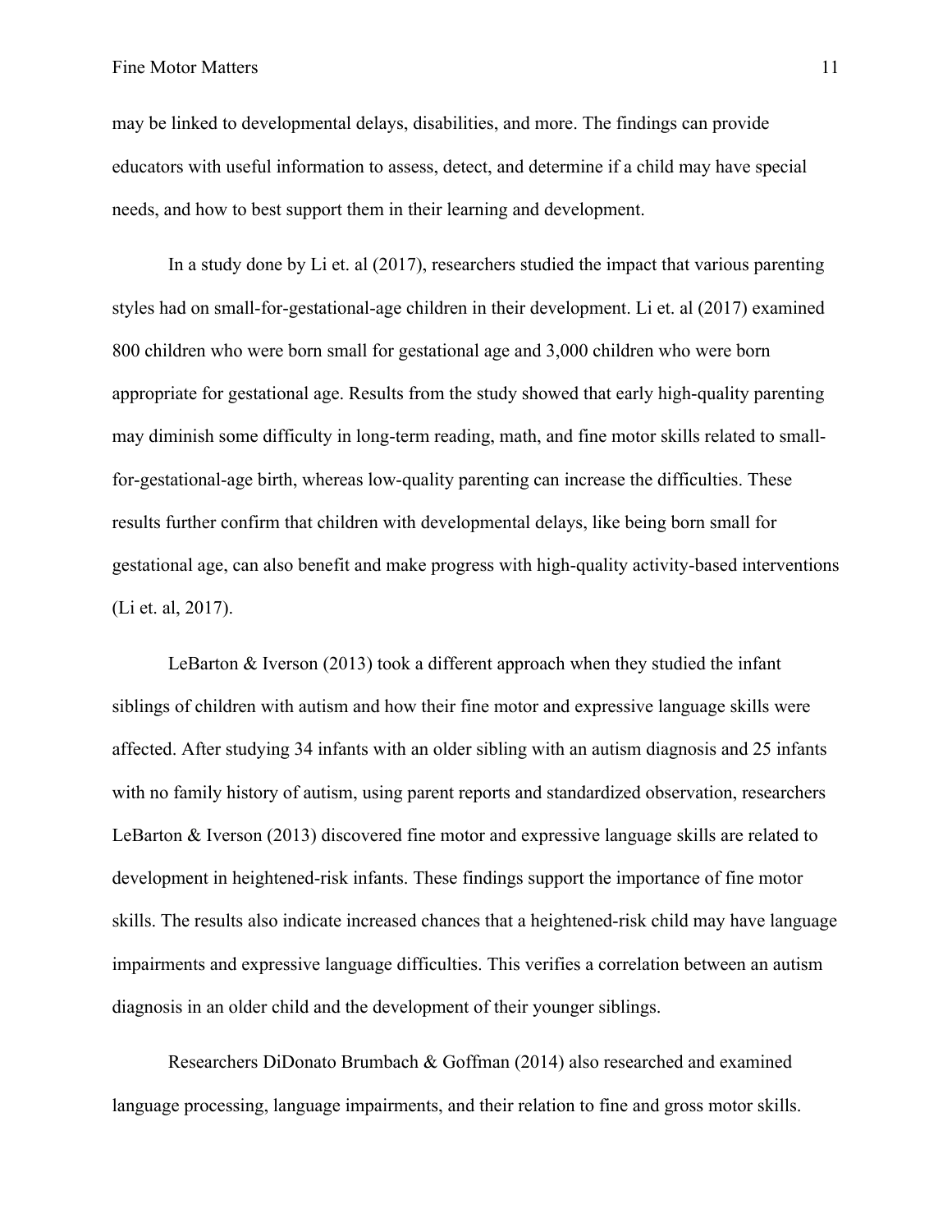may be linked to developmental delays, disabilities, and more. The findings can provide educators with useful information to assess, detect, and determine if a child may have special needs, and how to best support them in their learning and development.

In a study done by Li et. al (2017), researchers studied the impact that various parenting styles had on small-for-gestational-age children in their development. Li et. al (2017) examined 800 children who were born small for gestational age and 3,000 children who were born appropriate for gestational age. Results from the study showed that early high-quality parenting may diminish some difficulty in long-term reading, math, and fine motor skills related to small-for-gestational-age birth, whereas low-quality parenting can increase the difficulties. These results further confirm that children with developmental delays, like being born small for gestational age, can also benefit and make progress with high-quality activity-based interventions (Li et. al, 2017).

LeBarton & Iverson (2013) took a different approach when they studied the infant siblings of children with autism and how their fine motor and expressive language skills were affected. After studying 34 infants with an older sibling with an autism diagnosis and 25 infants with no family history of autism, using parent reports and standardized observation, researchers LeBarton & Iverson (2013) discovered fine motor and expressive language skills are related to development in heightened-risk infants. These findings support the importance of fine motor skills. The results also indicate increased chances that a heightened-risk child may have language impairments and expressive language difficulties. This verifies a correlation between an autism diagnosis in an older child and the development of their younger siblings.

Researchers DiDonato Brumbach & Goffman (2014) also researched and examined language processing, language impairments, and their relation to fine and gross motor skills.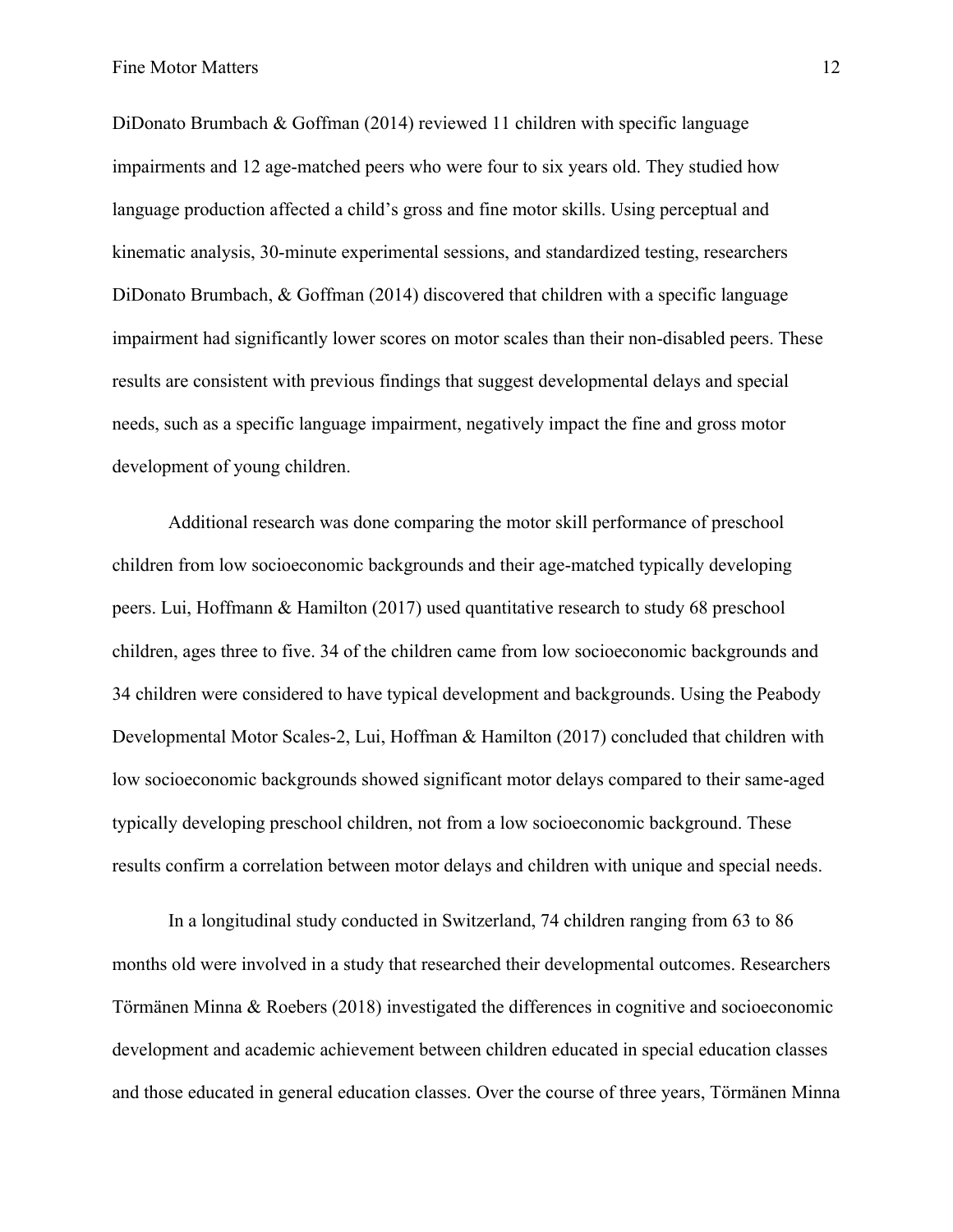DiDonato Brumbach & Goffman (2014) reviewed 11 children with specific language impairments and 12 age-matched peers who were four to six years old. They studied how language production affected a child's gross and fine motor skills. Using perceptual and kinematic analysis, 30-minute experimental sessions, and standardized testing, researchers DiDonato Brumbach, & Goffman (2014) discovered that children with a specific language impairment had significantly lower scores on motor scales than their non-disabled peers. These results are consistent with previous findings that suggest developmental delays and special needs, such as a specific language impairment, negatively impact the fine and gross motor development of young children.

Additional research was done comparing the motor skill performance of preschool children from low socioeconomic backgrounds and their age-matched typically developing peers. Lui, Hoffmann & Hamilton (2017) used quantitative research to study 68 preschool children, ages three to five. 34 of the children came from low socioeconomic backgrounds and 34 children were considered to have typical development and backgrounds. Using the Peabody Developmental Motor Scales-2, Lui, Hoffman & Hamilton (2017) concluded that children with low socioeconomic backgrounds showed significant motor delays compared to their same-aged typically developing preschool children, not from a low socioeconomic background. These results confirm a correlation between motor delays and children with unique and special needs.

In a longitudinal study conducted in Switzerland, 74 children ranging from 63 to 86 months old were involved in a study that researched their developmental outcomes. Researchers Törmänen Minna & Roebers (2018) investigated the differences in cognitive and socioeconomic development and academic achievement between children educated in special education classes and those educated in general education classes. Over the course of three years, Törmänen Minna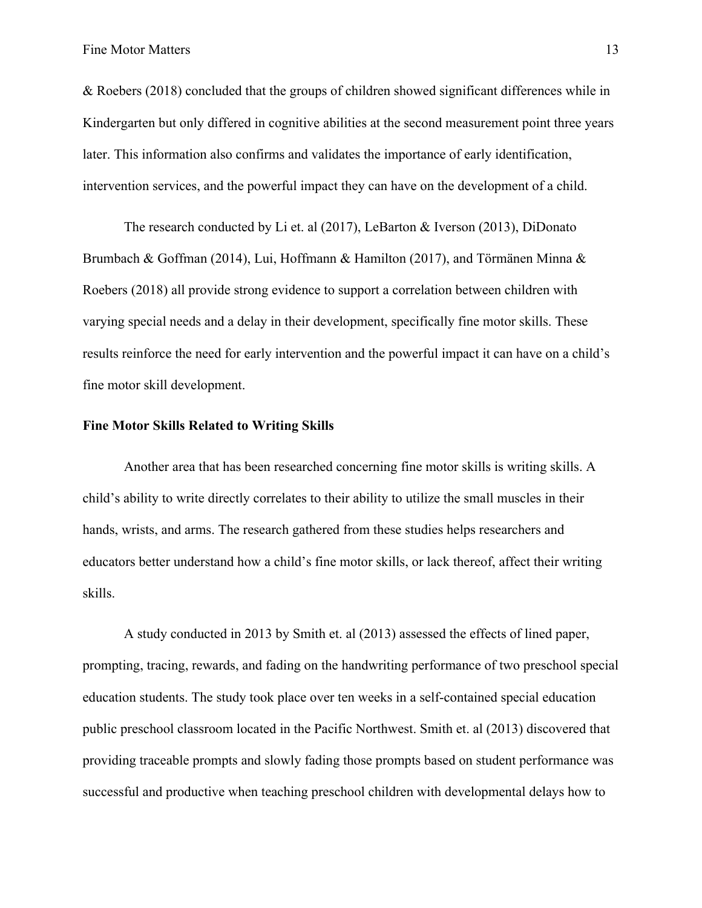& Roebers (2018) concluded that the groups of children showed significant differences while in Kindergarten but only differed in cognitive abilities at the second measurement point three years later. This information also confirms and validates the importance of early identification, intervention services, and the powerful impact they can have on the development of a child.

The research conducted by Li et. al (2017), LeBarton & Iverson (2013), DiDonato Brumbach & Goffman (2014), Lui, Hoffmann & Hamilton (2017), and Törmänen Minna & Roebers (2018) all provide strong evidence to support a correlation between children with varying special needs and a delay in their development, specifically fine motor skills. These results reinforce the need for early intervention and the powerful impact it can have on a child's fine motor skill development.

**Fine Motor Skills Related to Writing Skills**

Another area that has been researched concerning fine motor skills is writing skills. A child's ability to write directly correlates to their ability to utilize the small muscles in their hands, wrists, and arms. The research gathered from these studies helps researchers and educators better understand how a child's fine motor skills, or lack thereof, affect their writing skills.

A study conducted in 2013 by Smith et. al (2013) assessed the effects of lined paper, prompting, tracing, rewards, and fading on the handwriting performance of two preschool special education students. The study took place over ten weeks in a self-contained special education public preschool classroom located in the Pacific Northwest. Smith et. al (2013) discovered that providing traceable prompts and slowly fading those prompts based on student performance was successful and productive when teaching preschool children with developmental delays how to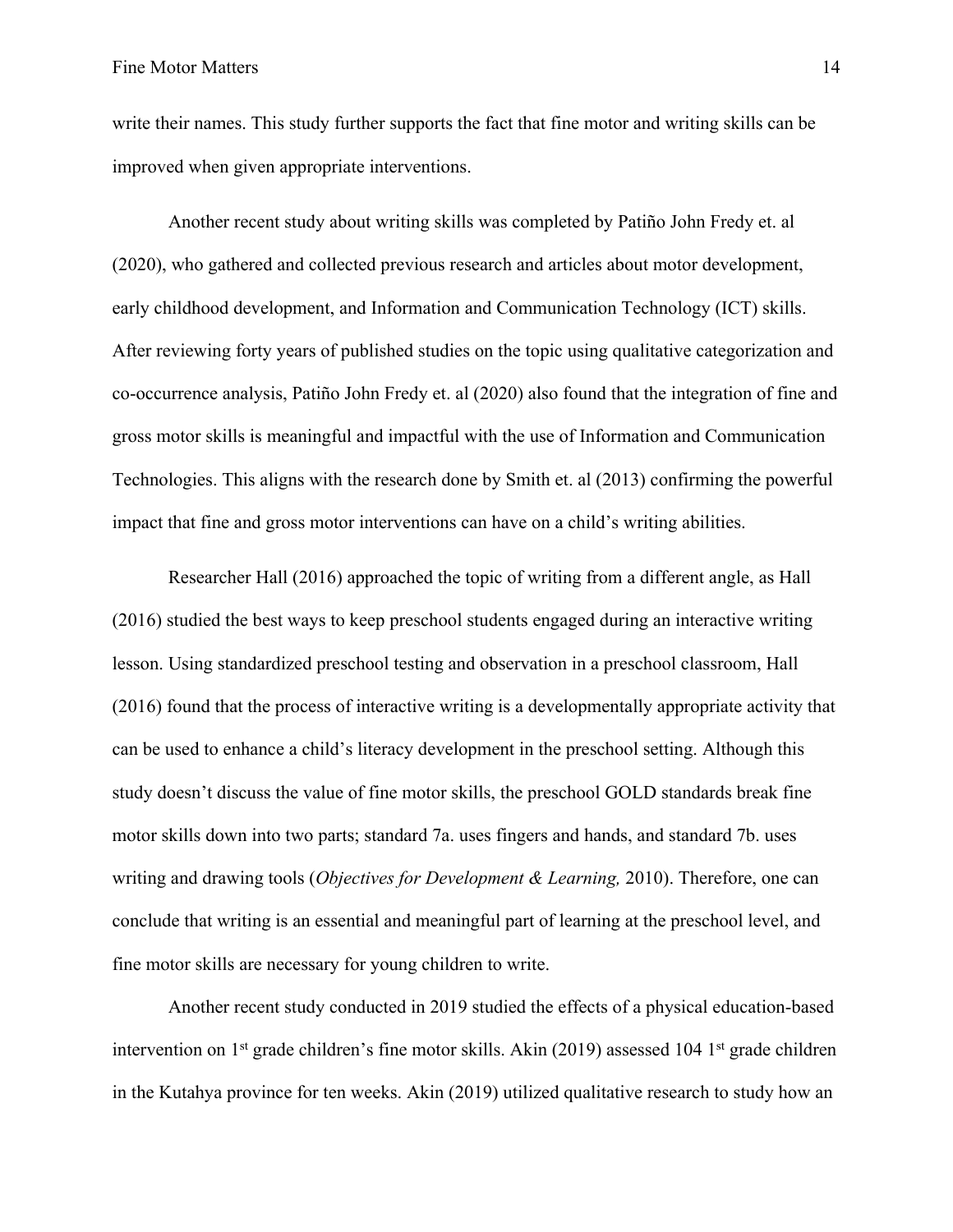write their names. This study further supports the fact that fine motor and writing skills can be improved when given appropriate interventions.

Another recent study about writing skills was completed by Patiño John Fredy et. al (2020), who gathered and collected previous research and articles about motor development, early childhood development, and Information and Communication Technology (ICT) skills. After reviewing forty years of published studies on the topic using qualitative categorization and co-occurrence analysis, Patiño John Fredy et. al (2020) also found that the integration of fine and gross motor skills is meaningful and impactful with the use of Information and Communication Technologies. This aligns with the research done by Smith et. al (2013) confirming the powerful impact that fine and gross motor interventions can have on a child's writing abilities.

Researcher Hall (2016) approached the topic of writing from a different angle, as Hall (2016) studied the best ways to keep preschool students engaged during an interactive writing lesson. Using standardized preschool testing and observation in a preschool classroom, Hall (2016) found that the process of interactive writing is a developmentally appropriate activity that can be used to enhance a child's literacy development in the preschool setting. Although this study doesn't discuss the value of fine motor skills, the preschool GOLD standards break fine motor skills down into two parts; standard 7a. uses fingers and hands, and standard 7b. uses writing and drawing tools (*Objectives for Development & Learning,* 2010). Therefore, one can conclude that writing is an essential and meaningful part of learning at the preschool level, and fine motor skills are necessary for young children to write.

Another recent study conducted in 2019 studied the effects of a physical education-based intervention on 1st grade children's fine motor skills. Akin (2019) assessed 104 1st grade children in the Kutahya province for ten weeks. Akin (2019) utilized qualitative research to study how an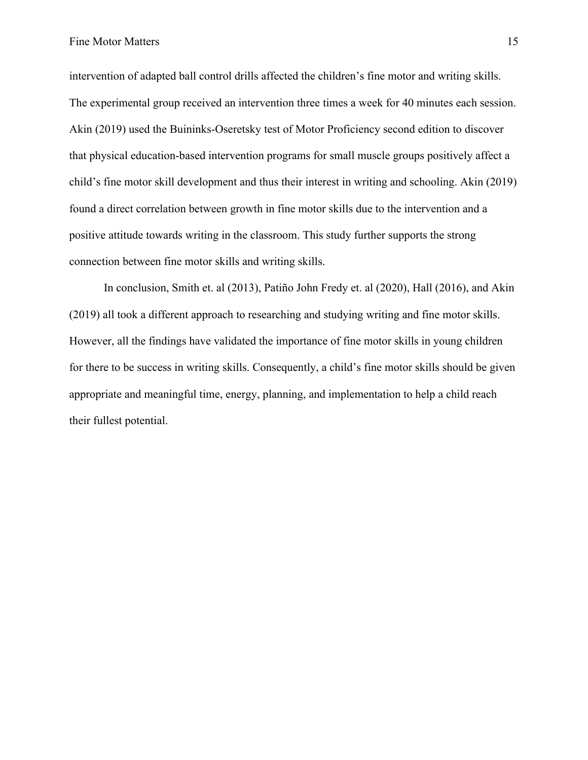intervention of adapted ball control drills affected the children's fine motor and writing skills. The experimental group received an intervention three times a week for 40 minutes each session. Akin (2019) used the Buininks-Oseretsky test of Motor Proficiency second edition to discover that physical education-based intervention programs for small muscle groups positively affect a child's fine motor skill development and thus their interest in writing and schooling. Akin (2019) found a direct correlation between growth in fine motor skills due to the intervention and a positive attitude towards writing in the classroom. This study further supports the strong connection between fine motor skills and writing skills.

In conclusion, Smith et. al (2013), Patiño John Fredy et. al (2020), Hall (2016), and Akin (2019) all took a different approach to researching and studying writing and fine motor skills. However, all the findings have validated the importance of fine motor skills in young children for there to be success in writing skills. Consequently, a child's fine motor skills should be given appropriate and meaningful time, energy, planning, and implementation to help a child reach their fullest potential.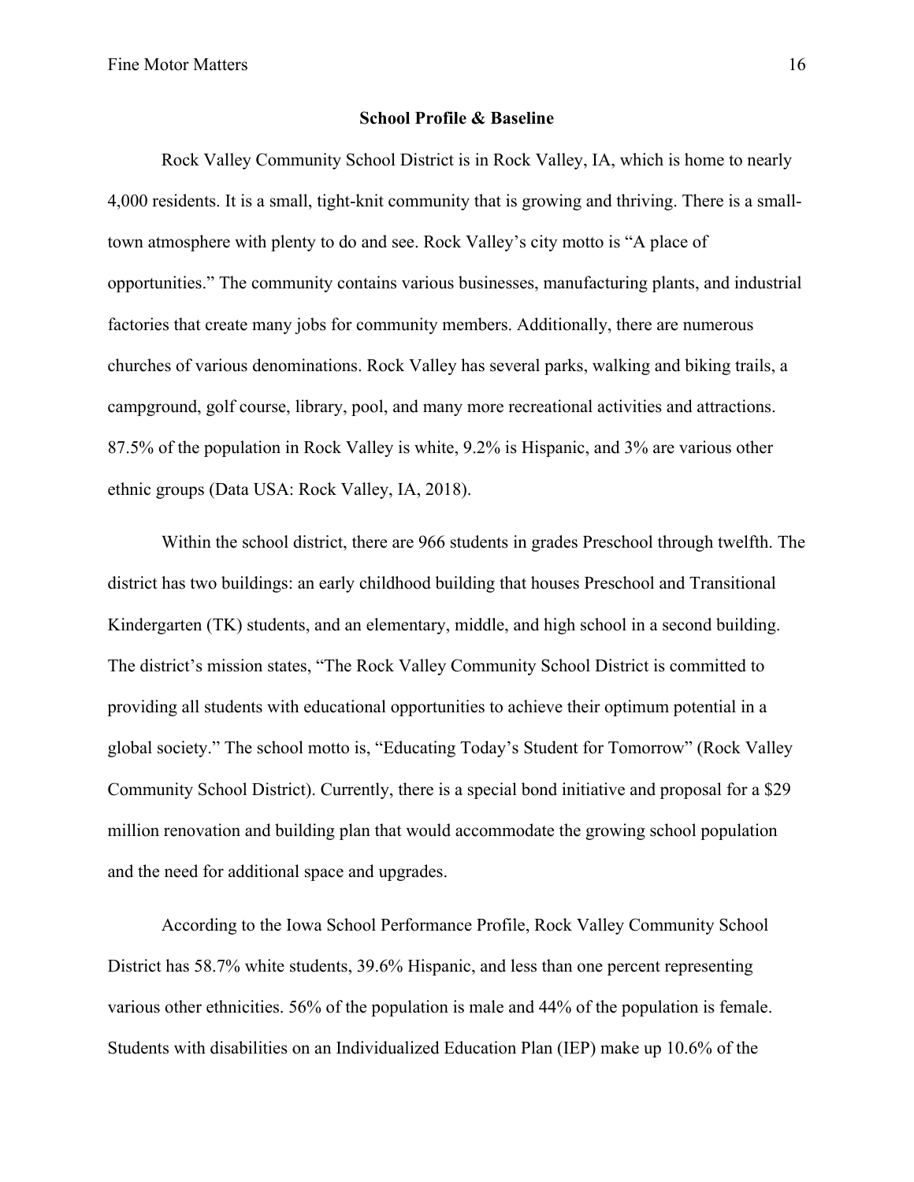## School Profile & Baseline

Rock Valley Community School District is in Rock Valley, IA, which is home to nearly 4,000 residents. It is a small, tight-knit community that is growing and thriving. There is a small-town atmosphere with plenty to do and see. Rock Valley's city motto is "A place of opportunities." The community contains various businesses, manufacturing plants, and industrial factories that create many jobs for community members. Additionally, there are numerous churches of various denominations. Rock Valley has several parks, walking and biking trails, a campground, golf course, library, pool, and many more recreational activities and attractions. 87.5% of the population in Rock Valley is white, 9.2% is Hispanic, and 3% are various other ethnic groups (Data USA: Rock Valley, IA, 2018).

Within the school district, there are 966 students in grades Preschool through twelfth. The district has two buildings: an early childhood building that houses Preschool and Transitional Kindergarten (TK) students, and an elementary, middle, and high school in a second building. The district's mission states, "The Rock Valley Community School District is committed to providing all students with educational opportunities to achieve their optimum potential in a global society." The school motto is, "Educating Today's Student for Tomorrow" (Rock Valley Community School District). Currently, there is a special bond initiative and proposal for a $29 million renovation and building plan that would accommodate the growing school population and the need for additional space and upgrades.

According to the Iowa School Performance Profile, Rock Valley Community School District has 58.7% white students, 39.6% Hispanic, and less than one percent representing various other ethnicities. 56% of the population is male and 44% of the population is female. Students with disabilities on an Individualized Education Plan (IEP) make up 10.6% of the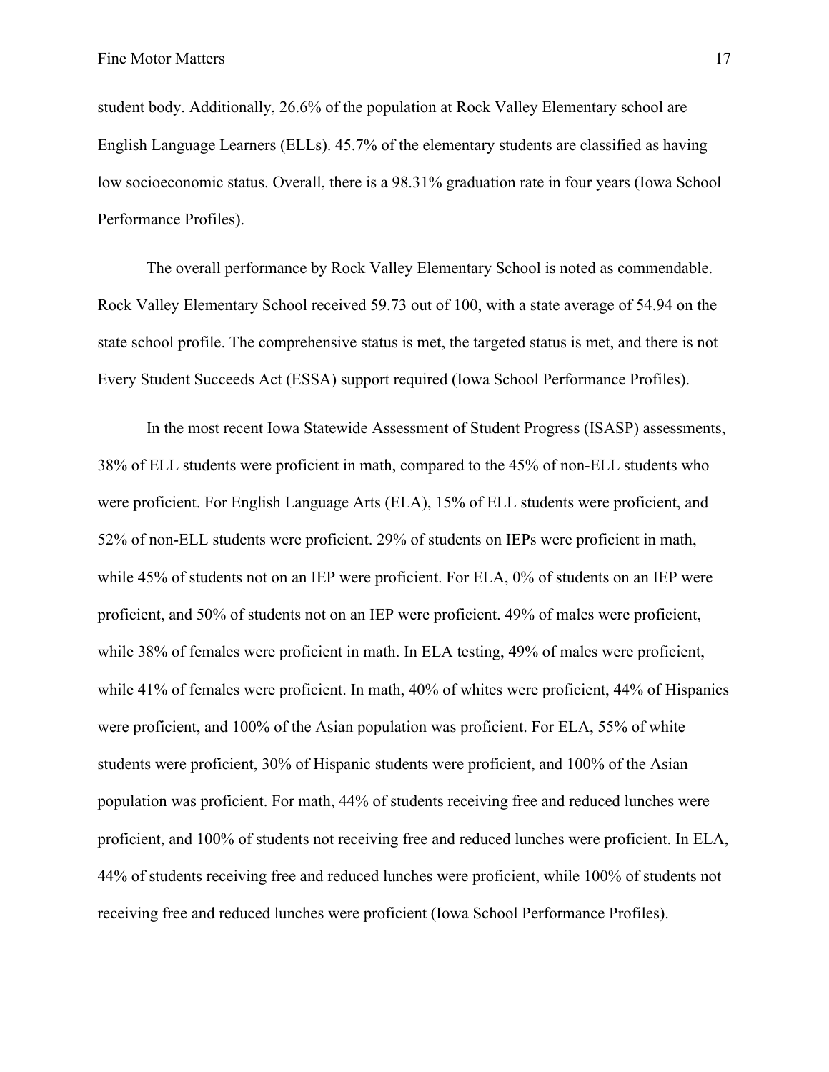student body. Additionally, 26.6% of the population at Rock Valley Elementary school are English Language Learners (ELLs). 45.7% of the elementary students are classified as having low socioeconomic status. Overall, there is a 98.31% graduation rate in four years (Iowa School Performance Profiles).

The overall performance by Rock Valley Elementary School is noted as commendable. Rock Valley Elementary School received 59.73 out of 100, with a state average of 54.94 on the state school profile. The comprehensive status is met, the targeted status is met, and there is not Every Student Succeeds Act (ESSA) support required (Iowa School Performance Profiles).

In the most recent Iowa Statewide Assessment of Student Progress (ISASP) assessments, 38% of ELL students were proficient in math, compared to the 45% of non-ELL students who were proficient. For English Language Arts (ELA), 15% of ELL students were proficient, and 52% of non-ELL students were proficient. 29% of students on IEPs were proficient in math, while 45% of students not on an IEP were proficient. For ELA, 0% of students on an IEP were proficient, and 50% of students not on an IEP were proficient. 49% of males were proficient, while 38% of females were proficient in math. In ELA testing, 49% of males were proficient, while 41% of females were proficient. In math, 40% of whites were proficient, 44% of Hispanics were proficient, and 100% of the Asian population was proficient. For ELA, 55% of white students were proficient, 30% of Hispanic students were proficient, and 100% of the Asian population was proficient. For math, 44% of students receiving free and reduced lunches were proficient, and 100% of students not receiving free and reduced lunches were proficient. In ELA, 44% of students receiving free and reduced lunches were proficient, while 100% of students not receiving free and reduced lunches were proficient (Iowa School Performance Profiles).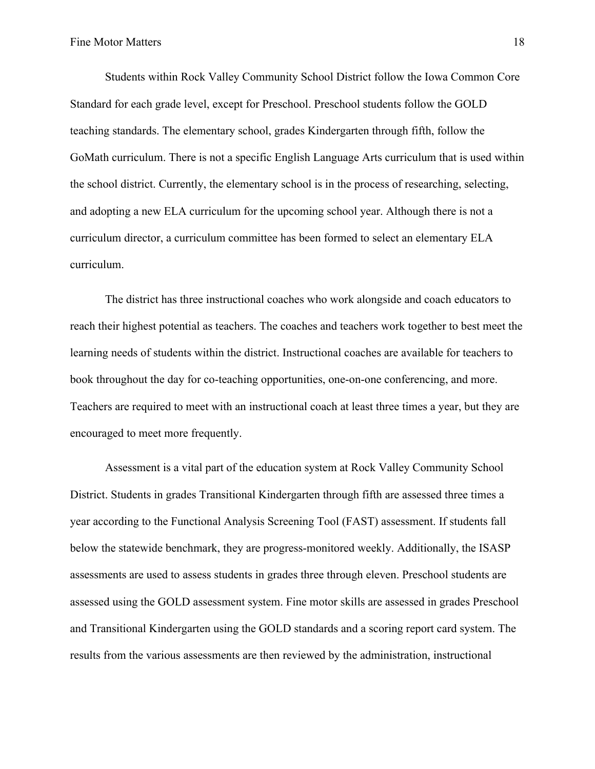Students within Rock Valley Community School District follow the Iowa Common Core Standard for each grade level, except for Preschool. Preschool students follow the GOLD teaching standards. The elementary school, grades Kindergarten through fifth, follow the GoMath curriculum. There is not a specific English Language Arts curriculum that is used within the school district. Currently, the elementary school is in the process of researching, selecting, and adopting a new ELA curriculum for the upcoming school year. Although there is not a curriculum director, a curriculum committee has been formed to select an elementary ELA curriculum.

The district has three instructional coaches who work alongside and coach educators to reach their highest potential as teachers. The coaches and teachers work together to best meet the learning needs of students within the district. Instructional coaches are available for teachers to book throughout the day for co-teaching opportunities, one-on-one conferencing, and more. Teachers are required to meet with an instructional coach at least three times a year, but they are encouraged to meet more frequently.

Assessment is a vital part of the education system at Rock Valley Community School District. Students in grades Transitional Kindergarten through fifth are assessed three times a year according to the Functional Analysis Screening Tool (FAST) assessment. If students fall below the statewide benchmark, they are progress-monitored weekly. Additionally, the ISASP assessments are used to assess students in grades three through eleven. Preschool students are assessed using the GOLD assessment system. Fine motor skills are assessed in grades Preschool and Transitional Kindergarten using the GOLD standards and a scoring report card system. The results from the various assessments are then reviewed by the administration, instructional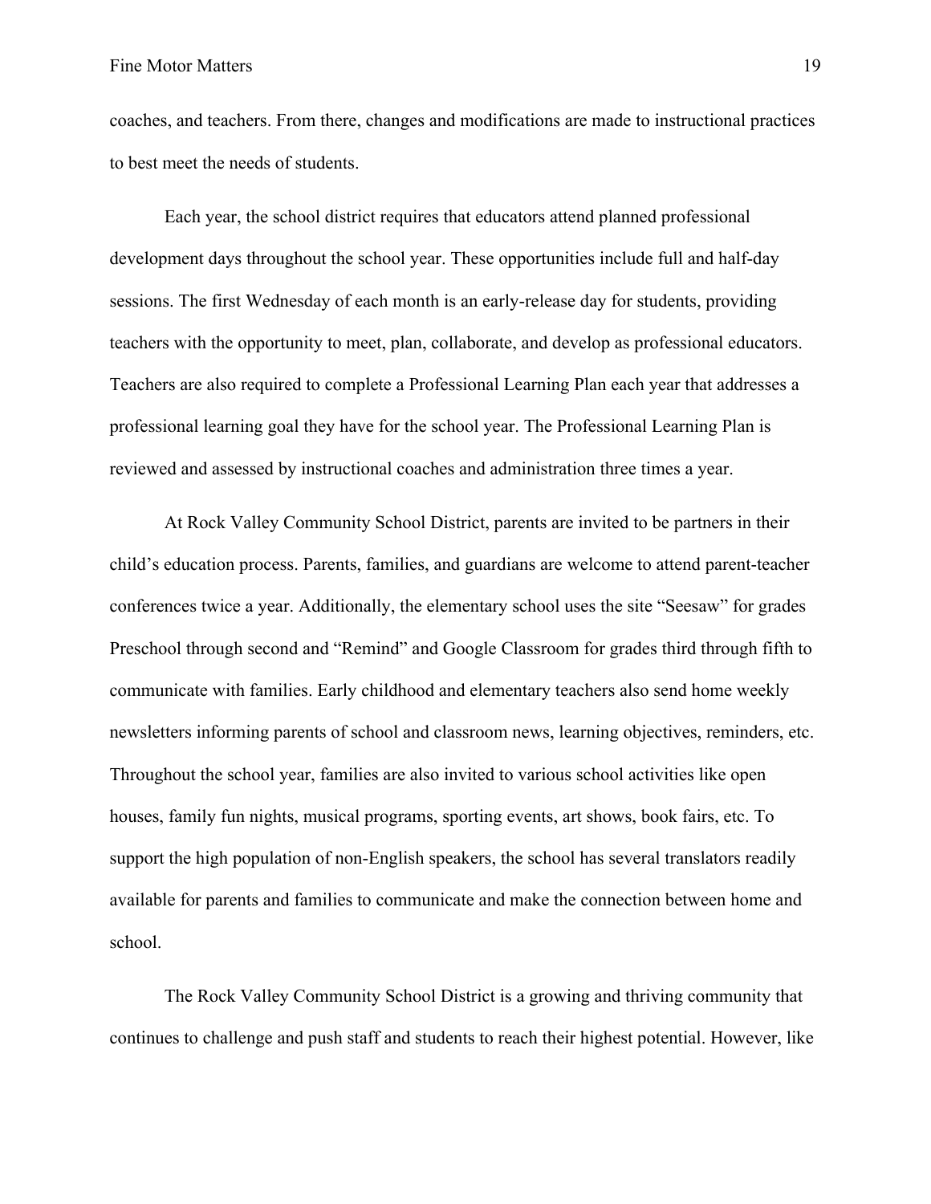coaches, and teachers. From there, changes and modifications are made to instructional practices to best meet the needs of students.

Each year, the school district requires that educators attend planned professional development days throughout the school year. These opportunities include full and half-day sessions. The first Wednesday of each month is an early-release day for students, providing teachers with the opportunity to meet, plan, collaborate, and develop as professional educators. Teachers are also required to complete a Professional Learning Plan each year that addresses a professional learning goal they have for the school year. The Professional Learning Plan is reviewed and assessed by instructional coaches and administration three times a year.

At Rock Valley Community School District, parents are invited to be partners in their child's education process. Parents, families, and guardians are welcome to attend parent-teacher conferences twice a year. Additionally, the elementary school uses the site "Seesaw" for grades Preschool through second and "Remind" and Google Classroom for grades third through fifth to communicate with families. Early childhood and elementary teachers also send home weekly newsletters informing parents of school and classroom news, learning objectives, reminders, etc. Throughout the school year, families are also invited to various school activities like open houses, family fun nights, musical programs, sporting events, art shows, book fairs, etc. To support the high population of non-English speakers, the school has several translators readily available for parents and families to communicate and make the connection between home and school.

The Rock Valley Community School District is a growing and thriving community that continues to challenge and push staff and students to reach their highest potential. However, like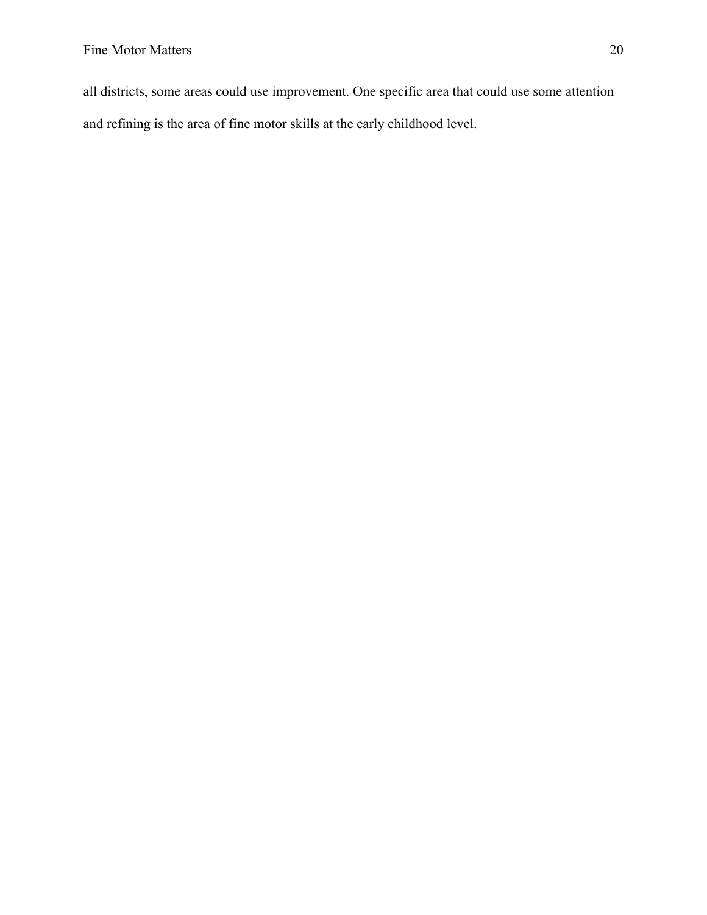all districts, some areas could use improvement. One specific area that could use some attention and refining is the area of fine motor skills at the early childhood level.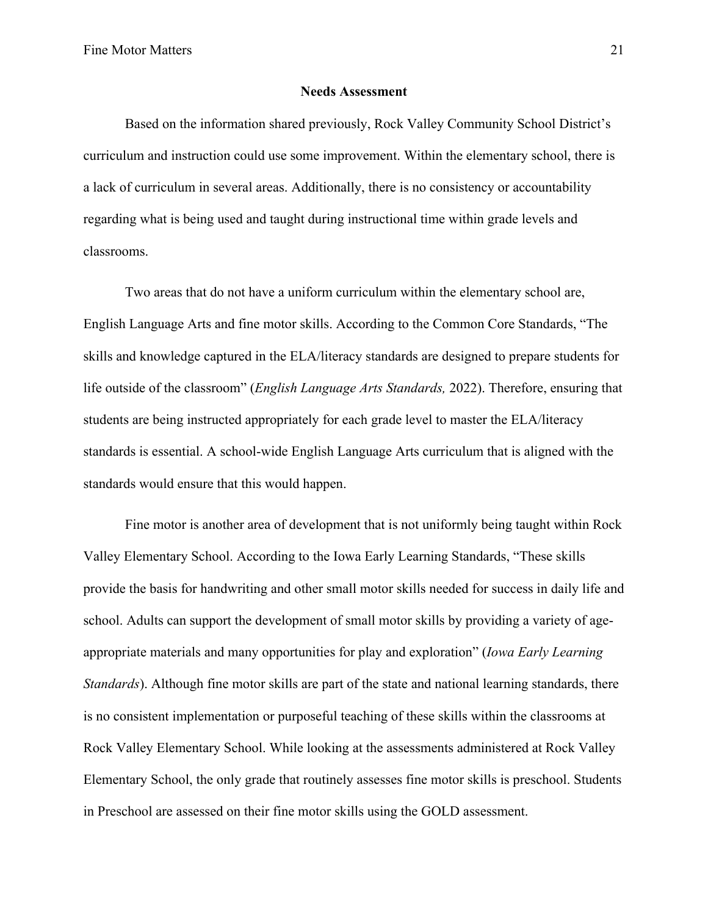## Needs Assessment

Based on the information shared previously, Rock Valley Community School District's curriculum and instruction could use some improvement. Within the elementary school, there is a lack of curriculum in several areas. Additionally, there is no consistency or accountability regarding what is being used and taught during instructional time within grade levels and classrooms.

Two areas that do not have a uniform curriculum within the elementary school are, English Language Arts and fine motor skills. According to the Common Core Standards, "The skills and knowledge captured in the ELA/literacy standards are designed to prepare students for life outside of the classroom" (*English Language Arts Standards,* 2022). Therefore, ensuring that students are being instructed appropriately for each grade level to master the ELA/literacy standards is essential. A school-wide English Language Arts curriculum that is aligned with the standards would ensure that this would happen.

Fine motor is another area of development that is not uniformly being taught within Rock Valley Elementary School. According to the Iowa Early Learning Standards, "These skills provide the basis for handwriting and other small motor skills needed for success in daily life and school. Adults can support the development of small motor skills by providing a variety of age-appropriate materials and many opportunities for play and exploration" (*Iowa Early Learning Standards*). Although fine motor skills are part of the state and national learning standards, there is no consistent implementation or purposeful teaching of these skills within the classrooms at Rock Valley Elementary School. While looking at the assessments administered at Rock Valley Elementary School, the only grade that routinely assesses fine motor skills is preschool. Students in Preschool are assessed on their fine motor skills using the GOLD assessment.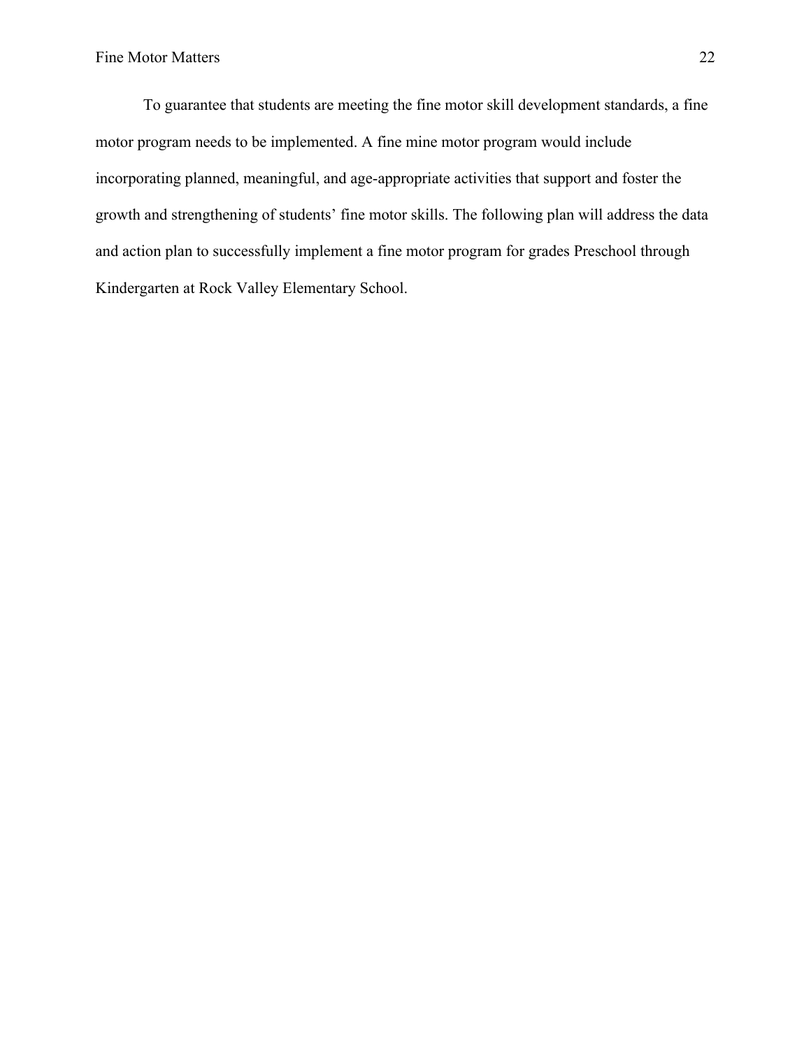To guarantee that students are meeting the fine motor skill development standards, a fine motor program needs to be implemented. A fine mine motor program would include incorporating planned, meaningful, and age-appropriate activities that support and foster the growth and strengthening of students' fine motor skills. The following plan will address the data and action plan to successfully implement a fine motor program for grades Preschool through Kindergarten at Rock Valley Elementary School.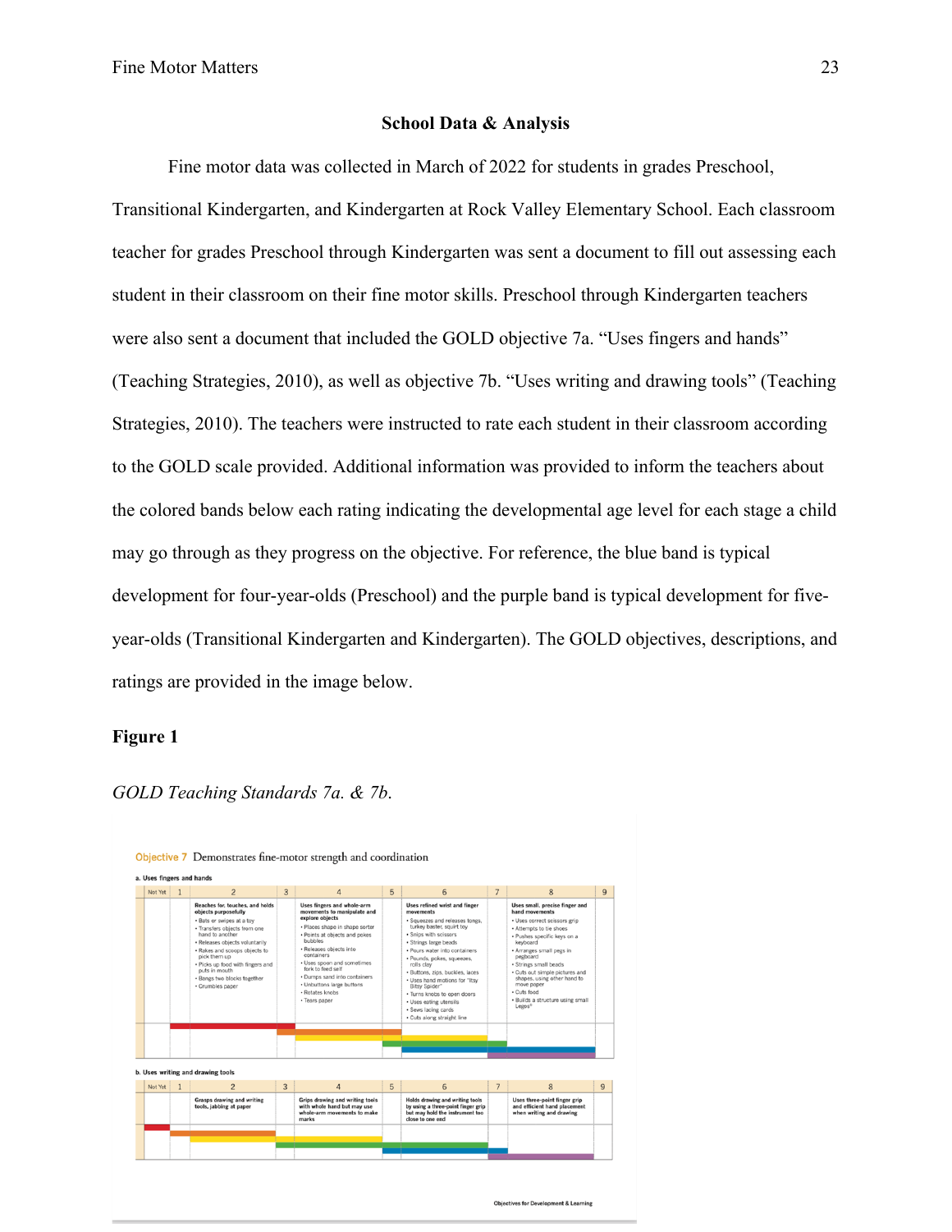## School Data & Analysis

Fine motor data was collected in March of 2022 for students in grades Preschool, Transitional Kindergarten, and Kindergarten at Rock Valley Elementary School. Each classroom teacher for grades Preschool through Kindergarten was sent a document to fill out assessing each student in their classroom on their fine motor skills. Preschool through Kindergarten teachers were also sent a document that included the GOLD objective 7a. "Uses fingers and hands" (Teaching Strategies, 2010), as well as objective 7b. "Uses writing and drawing tools" (Teaching Strategies, 2010). The teachers were instructed to rate each student in their classroom according to the GOLD scale provided. Additional information was provided to inform the teachers about the colored bands below each rating indicating the developmental age level for each stage a child may go through as they progress on the objective. For reference, the blue band is typical development for four-year-olds (Preschool) and the purple band is typical development for five-year-olds (Transitional Kindergarten and Kindergarten). The GOLD objectives, descriptions, and ratings are provided in the image below.

**Figure 1**

*GOLD Teaching Standards 7a. & 7b.*

Objective 7 Demonstrates fine-motor strength and coordination

a. Uses fingers and hands

| Not Yet | 1 | 2 | 3 | 4 | 5 | 6 | 7 | 8 | 9 |
|---|---|---|---|---|---|---|---|---|---|
| | | **Reaches for, touches, and holds objects purposefully**<br>• Bats or swipes at a toy<br>• Transfers objects from one hand to another<br>• Releases objects voluntarily<br>• Rakes and scoops objects to pick them up<br>• Picks up food with fingers and puts in mouth<br>• Bangs two blocks together<br>• Crumbles paper | | **Uses fingers and whole-arm movements to manipulate and explore objects**<br>• Places shape in shape sorter<br>• Points at objects and pokes bubbles<br>• Releases objects into containers<br>• Uses spoon and sometimes fork to feed self<br>• Dumps sand into containers<br>• Unbuttons large buttons<br>• Rotates knobs<br>• Tears paper | | **Uses refined wrist and finger movements**<br>• Squeezes and releases tongs, turkey baster, squirt toy<br>• Snips with scissors<br>• Strings large beads<br>• Pours water into containers<br>• Pounds, pokes, squeezes, rolls clay<br>• Buttons, zips, buckles, laces<br>• Uses hand motions for "Itsy Bitsy Spider"<br>• Turns knobs to open doors<br>• Uses eating utensils<br>• Sews lacing cards<br>• Cuts along straight line | | **Uses small, precise finger and hand movements**<br>• Uses correct scissors grip<br>• Attempts to tie shoes<br>• Pushes specific keys on a keyboard<br>• Arranges small pegs in pegboard<br>• Strings small beads<br>• Cuts out simple pictures and shapes, using other hand to move paper<br>• Cuts food<br>• Builds a structure using small Legos® | |

b. Uses writing and drawing tools

| Not Yet | 1 | 2 | 3 | 4 | 5 | 6 | 7 | 8 | 9 |
|---|---|---|---|---|---|---|---|---|---|
| | | **Grasps drawing and writing tools, jabbing at paper** | | **Grips drawing and writing tools with whole hand but may use whole-arm movements to make marks** | | **Holds drawing and writing tools by using a three-point finger grip but may hold the instrument too close to one end** | | **Uses three-point finger grip and efficient hand placement when writing and drawing** | |

Objectives for Development & Learning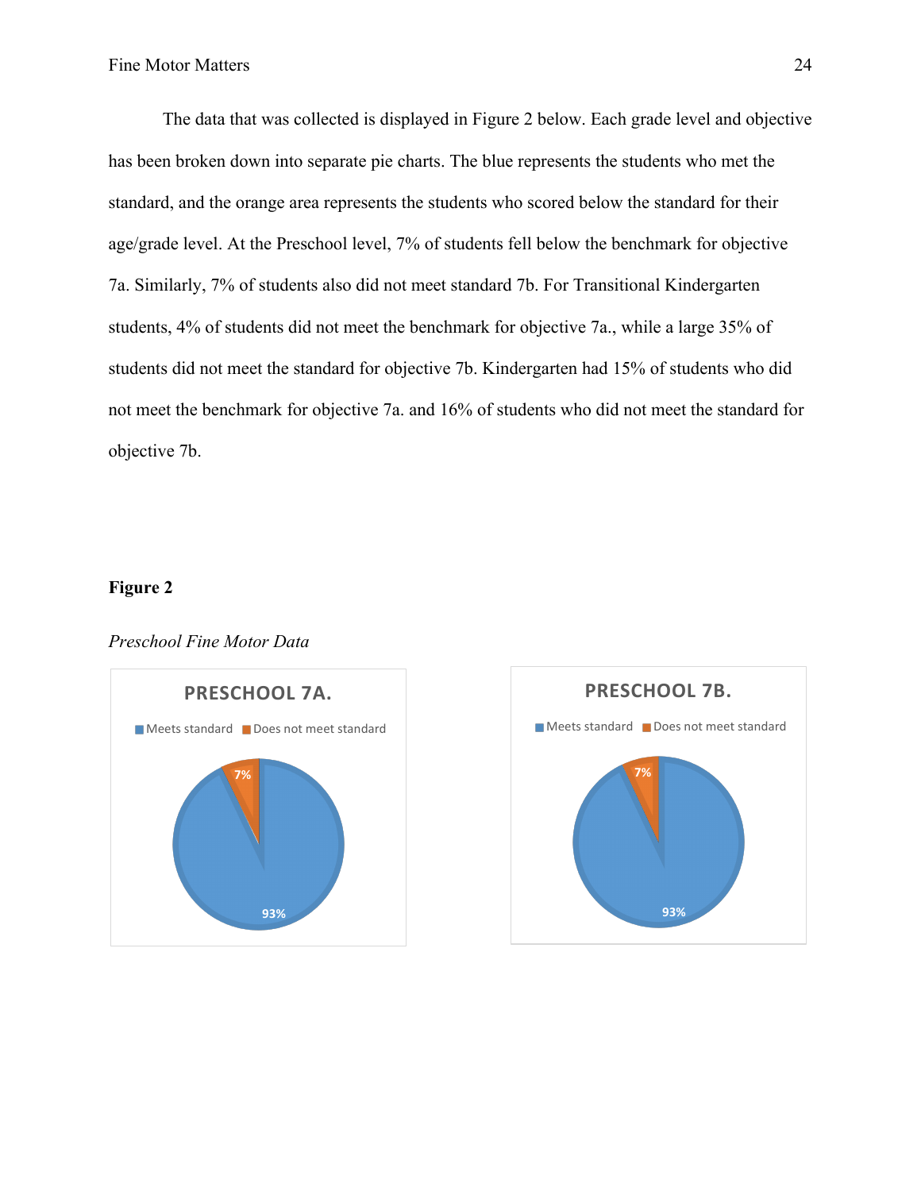The data that was collected is displayed in Figure 2 below. Each grade level and objective has been broken down into separate pie charts. The blue represents the students who met the standard, and the orange area represents the students who scored below the standard for their age/grade level. At the Preschool level, 7% of students fell below the benchmark for objective 7a. Similarly, 7% of students also did not meet standard 7b. For Transitional Kindergarten students, 4% of students did not meet the benchmark for objective 7a., while a large 35% of students did not meet the standard for objective 7b. Kindergarten had 15% of students who did not meet the benchmark for objective 7a. and 16% of students who did not meet the standard for objective 7b.

**Figure 2**

*Preschool Fine Motor Data*

PRESCHOOL 7A.

Meets standard | Does not meet standard

7%

93%

PRESCHOOL 7B.

Meets standard | Does not meet standard

7%

93%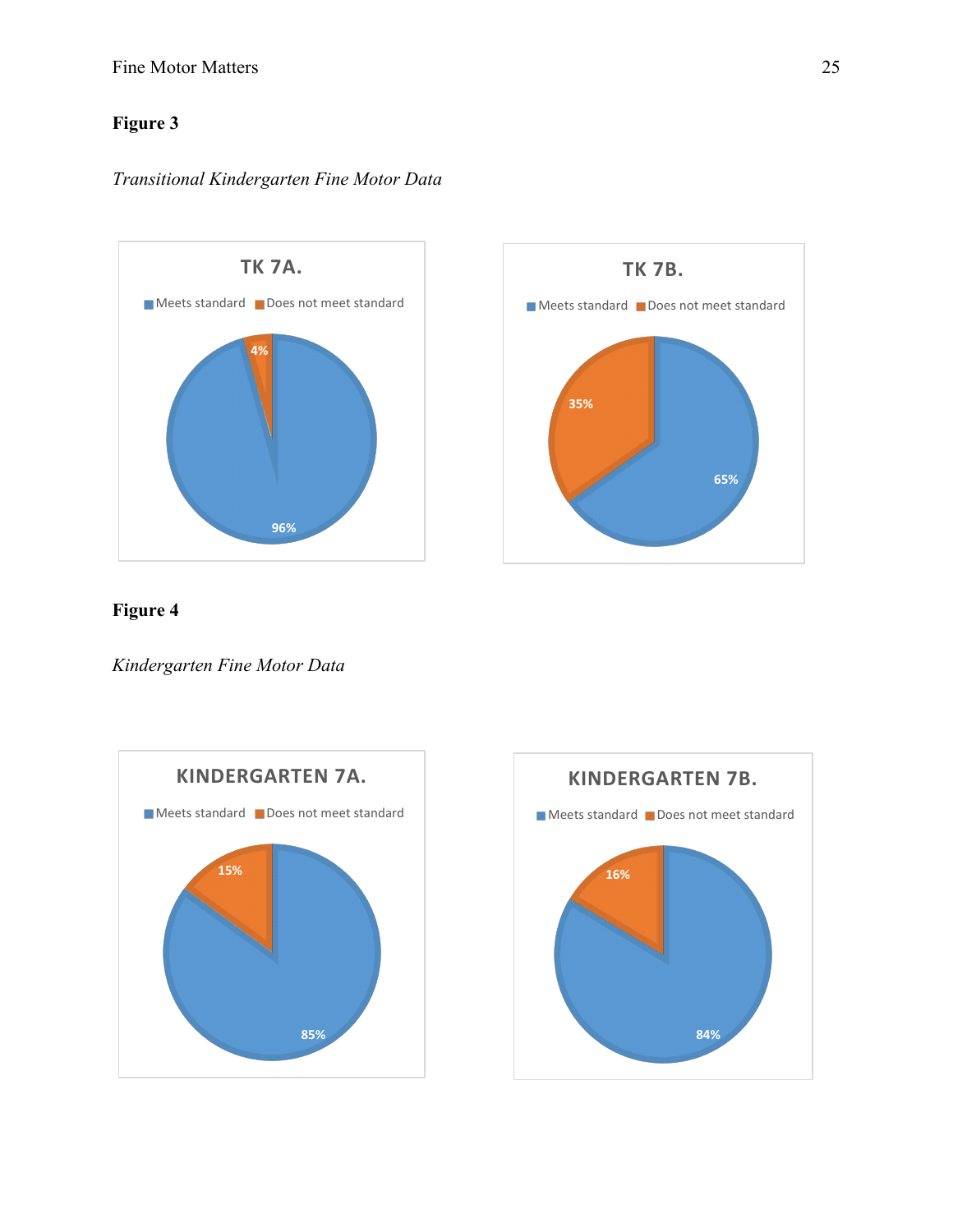**Figure 3**

*Transitional Kindergarten Fine Motor Data*

**TK 7A.**

Meets standard | Does not meet standard

4%

96%

**TK 7B.**

Meets standard | Does not meet standard

35%

65%

**Figure 4**

*Kindergarten Fine Motor Data*

**KINDERGARTEN 7A.**

Meets standard | Does not meet standard

15%

85%

**KINDERGARTEN 7B.**

Meets standard | Does not meet standard

16%

84%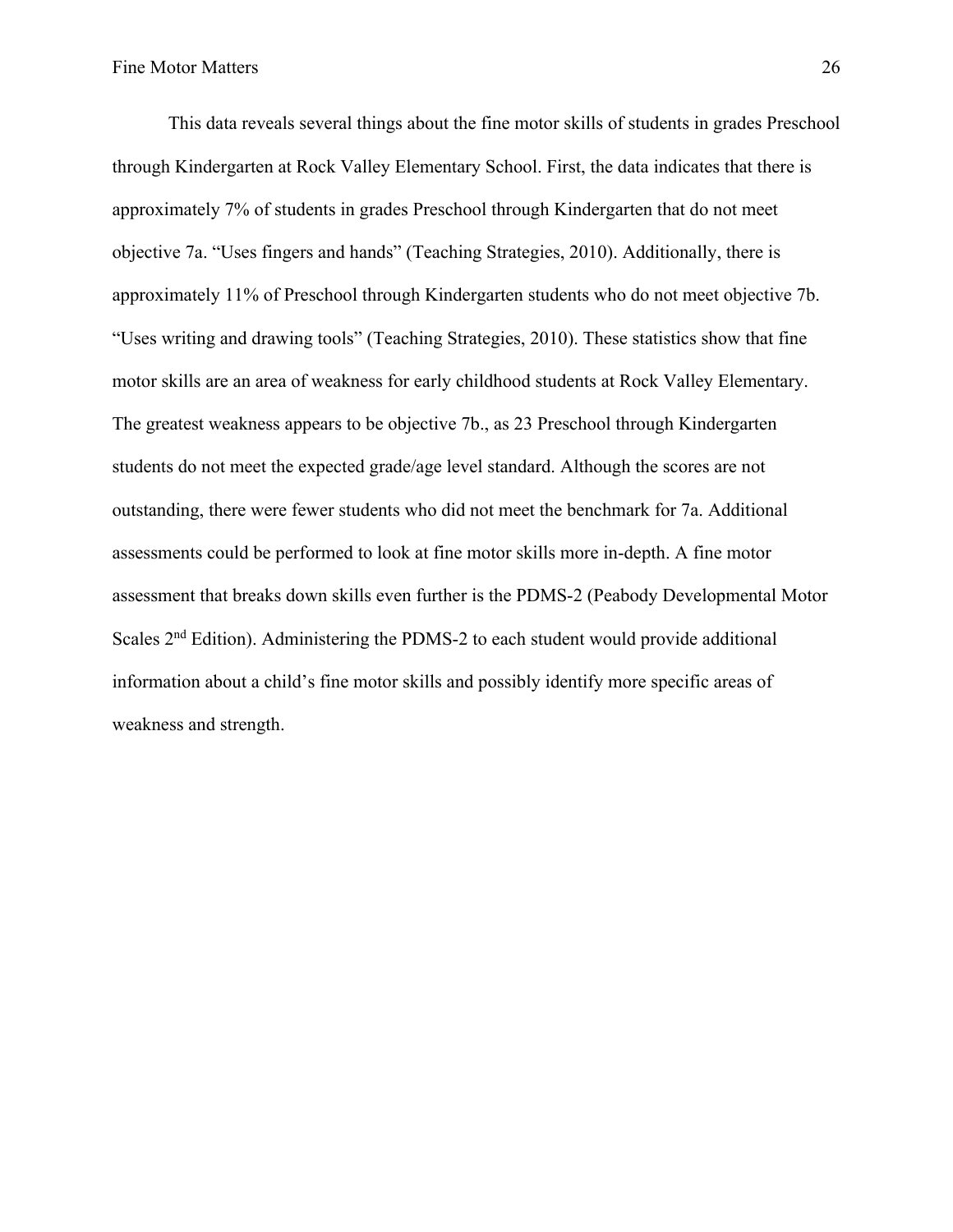This data reveals several things about the fine motor skills of students in grades Preschool through Kindergarten at Rock Valley Elementary School. First, the data indicates that there is approximately 7% of students in grades Preschool through Kindergarten that do not meet objective 7a. "Uses fingers and hands" (Teaching Strategies, 2010). Additionally, there is approximately 11% of Preschool through Kindergarten students who do not meet objective 7b. "Uses writing and drawing tools" (Teaching Strategies, 2010). These statistics show that fine motor skills are an area of weakness for early childhood students at Rock Valley Elementary. The greatest weakness appears to be objective 7b., as 23 Preschool through Kindergarten students do not meet the expected grade/age level standard. Although the scores are not outstanding, there were fewer students who did not meet the benchmark for 7a. Additional assessments could be performed to look at fine motor skills more in-depth. A fine motor assessment that breaks down skills even further is the PDMS-2 (Peabody Developmental Motor Scales 2nd Edition). Administering the PDMS-2 to each student would provide additional information about a child's fine motor skills and possibly identify more specific areas of weakness and strength.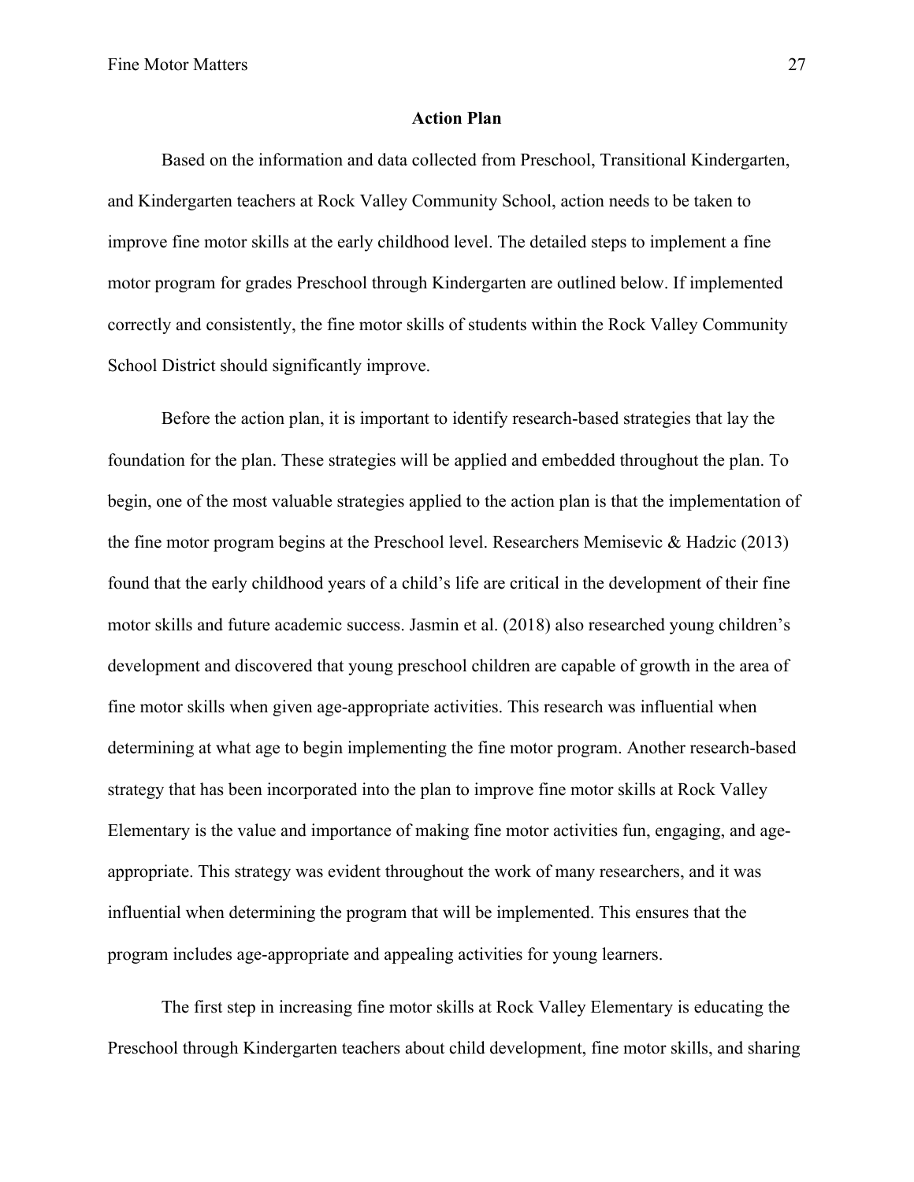## Action Plan

Based on the information and data collected from Preschool, Transitional Kindergarten, and Kindergarten teachers at Rock Valley Community School, action needs to be taken to improve fine motor skills at the early childhood level. The detailed steps to implement a fine motor program for grades Preschool through Kindergarten are outlined below. If implemented correctly and consistently, the fine motor skills of students within the Rock Valley Community School District should significantly improve.

Before the action plan, it is important to identify research-based strategies that lay the foundation for the plan. These strategies will be applied and embedded throughout the plan. To begin, one of the most valuable strategies applied to the action plan is that the implementation of the fine motor program begins at the Preschool level. Researchers Memisevic & Hadzic (2013) found that the early childhood years of a child's life are critical in the development of their fine motor skills and future academic success. Jasmin et al. (2018) also researched young children's development and discovered that young preschool children are capable of growth in the area of fine motor skills when given age-appropriate activities. This research was influential when determining at what age to begin implementing the fine motor program. Another research-based strategy that has been incorporated into the plan to improve fine motor skills at Rock Valley Elementary is the value and importance of making fine motor activities fun, engaging, and age-appropriate. This strategy was evident throughout the work of many researchers, and it was influential when determining the program that will be implemented. This ensures that the program includes age-appropriate and appealing activities for young learners.

The first step in increasing fine motor skills at Rock Valley Elementary is educating the Preschool through Kindergarten teachers about child development, fine motor skills, and sharing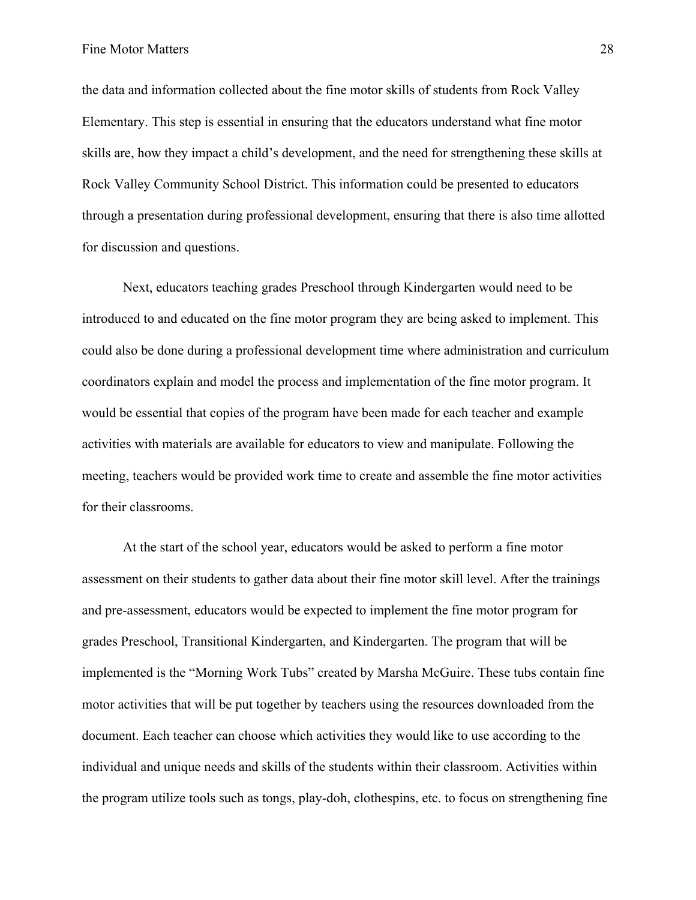the data and information collected about the fine motor skills of students from Rock Valley Elementary. This step is essential in ensuring that the educators understand what fine motor skills are, how they impact a child's development, and the need for strengthening these skills at Rock Valley Community School District. This information could be presented to educators through a presentation during professional development, ensuring that there is also time allotted for discussion and questions.

Next, educators teaching grades Preschool through Kindergarten would need to be introduced to and educated on the fine motor program they are being asked to implement. This could also be done during a professional development time where administration and curriculum coordinators explain and model the process and implementation of the fine motor program. It would be essential that copies of the program have been made for each teacher and example activities with materials are available for educators to view and manipulate. Following the meeting, teachers would be provided work time to create and assemble the fine motor activities for their classrooms.

At the start of the school year, educators would be asked to perform a fine motor assessment on their students to gather data about their fine motor skill level. After the trainings and pre-assessment, educators would be expected to implement the fine motor program for grades Preschool, Transitional Kindergarten, and Kindergarten. The program that will be implemented is the "Morning Work Tubs" created by Marsha McGuire. These tubs contain fine motor activities that will be put together by teachers using the resources downloaded from the document. Each teacher can choose which activities they would like to use according to the individual and unique needs and skills of the students within their classroom. Activities within the program utilize tools such as tongs, play-doh, clothespins, etc. to focus on strengthening fine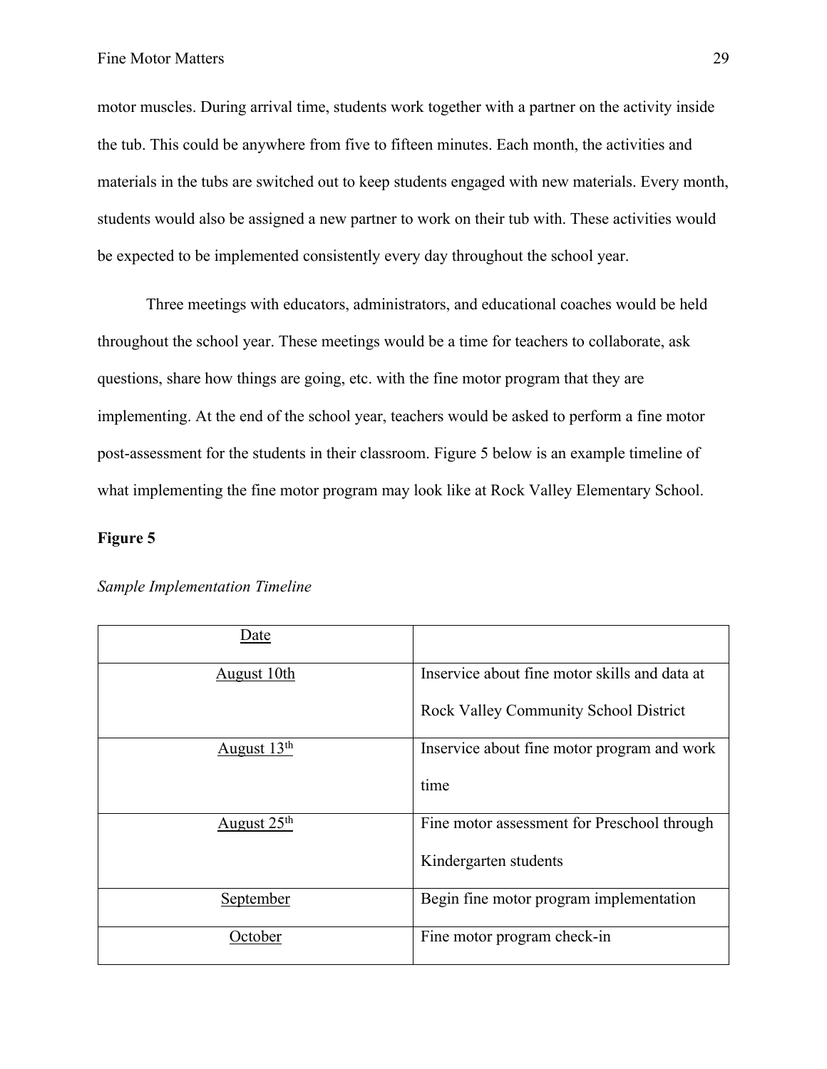motor muscles. During arrival time, students work together with a partner on the activity inside the tub. This could be anywhere from five to fifteen minutes. Each month, the activities and materials in the tubs are switched out to keep students engaged with new materials. Every month, students would also be assigned a new partner to work on their tub with. These activities would be expected to be implemented consistently every day throughout the school year.

Three meetings with educators, administrators, and educational coaches would be held throughout the school year. These meetings would be a time for teachers to collaborate, ask questions, share how things are going, etc. with the fine motor program that they are implementing. At the end of the school year, teachers would be asked to perform a fine motor post-assessment for the students in their classroom. Figure 5 below is an example timeline of what implementing the fine motor program may look like at Rock Valley Elementary School.

**Figure 5**

*Sample Implementation Timeline*

| Date | |
|---|---|
| August 10th | Inservice about fine motor skills and data at Rock Valley Community School District |
| August 13th | Inservice about fine motor program and work time |
| August 25th | Fine motor assessment for Preschool through Kindergarten students |
| September | Begin fine motor program implementation |
| October | Fine motor program check-in |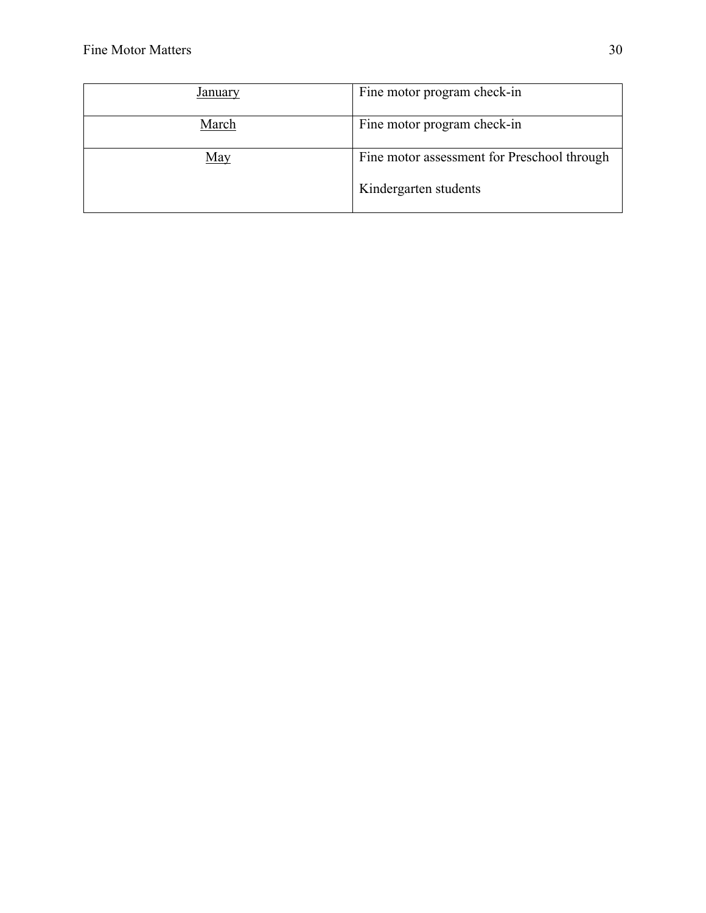| | |
|---|---|
| <u>January</u> | Fine motor program check-in |
| <u>March</u> | Fine motor program check-in |
| <u>May</u> | Fine motor assessment for Preschool through Kindergarten students |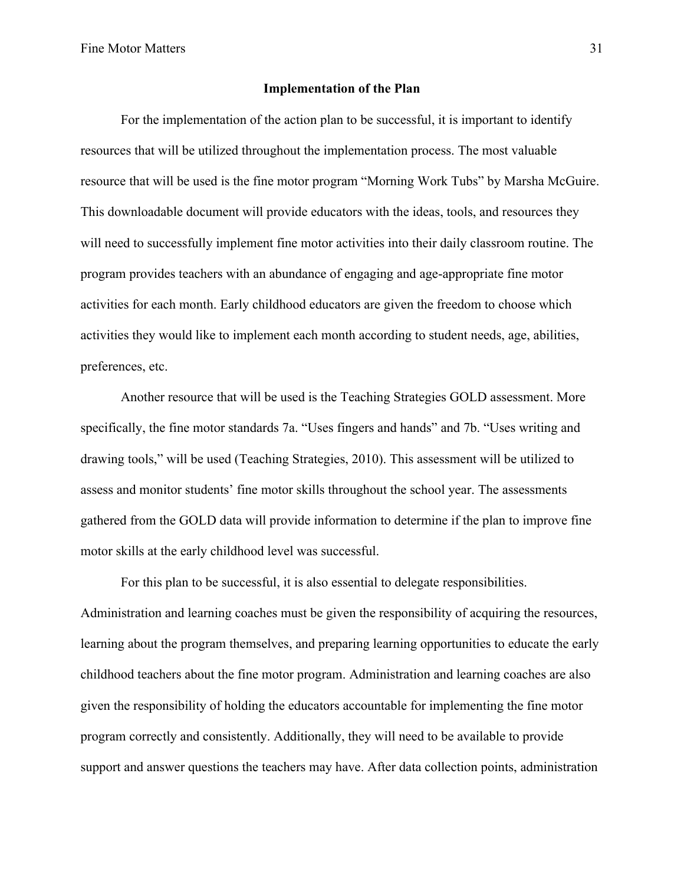## Implementation of the Plan

For the implementation of the action plan to be successful, it is important to identify resources that will be utilized throughout the implementation process. The most valuable resource that will be used is the fine motor program "Morning Work Tubs" by Marsha McGuire. This downloadable document will provide educators with the ideas, tools, and resources they will need to successfully implement fine motor activities into their daily classroom routine. The program provides teachers with an abundance of engaging and age-appropriate fine motor activities for each month. Early childhood educators are given the freedom to choose which activities they would like to implement each month according to student needs, age, abilities, preferences, etc.

Another resource that will be used is the Teaching Strategies GOLD assessment. More specifically, the fine motor standards 7a. "Uses fingers and hands" and 7b. "Uses writing and drawing tools," will be used (Teaching Strategies, 2010). This assessment will be utilized to assess and monitor students' fine motor skills throughout the school year. The assessments gathered from the GOLD data will provide information to determine if the plan to improve fine motor skills at the early childhood level was successful.

For this plan to be successful, it is also essential to delegate responsibilities. Administration and learning coaches must be given the responsibility of acquiring the resources, learning about the program themselves, and preparing learning opportunities to educate the early childhood teachers about the fine motor program. Administration and learning coaches are also given the responsibility of holding the educators accountable for implementing the fine motor program correctly and consistently. Additionally, they will need to be available to provide support and answer questions the teachers may have. After data collection points, administration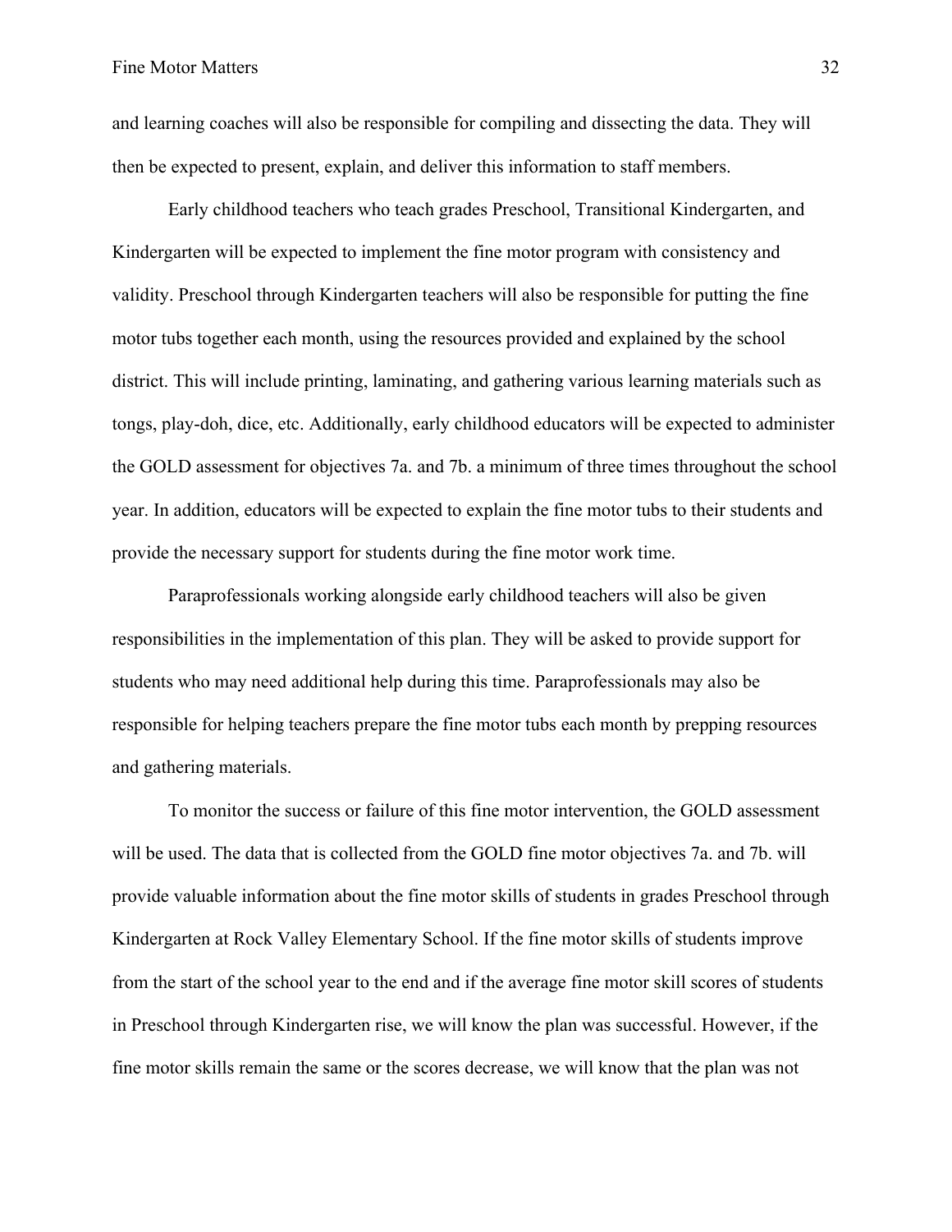and learning coaches will also be responsible for compiling and dissecting the data. They will then be expected to present, explain, and deliver this information to staff members.

Early childhood teachers who teach grades Preschool, Transitional Kindergarten, and Kindergarten will be expected to implement the fine motor program with consistency and validity. Preschool through Kindergarten teachers will also be responsible for putting the fine motor tubs together each month, using the resources provided and explained by the school district. This will include printing, laminating, and gathering various learning materials such as tongs, play-doh, dice, etc. Additionally, early childhood educators will be expected to administer the GOLD assessment for objectives 7a. and 7b. a minimum of three times throughout the school year. In addition, educators will be expected to explain the fine motor tubs to their students and provide the necessary support for students during the fine motor work time.

Paraprofessionals working alongside early childhood teachers will also be given responsibilities in the implementation of this plan. They will be asked to provide support for students who may need additional help during this time. Paraprofessionals may also be responsible for helping teachers prepare the fine motor tubs each month by prepping resources and gathering materials.

To monitor the success or failure of this fine motor intervention, the GOLD assessment will be used. The data that is collected from the GOLD fine motor objectives 7a. and 7b. will provide valuable information about the fine motor skills of students in grades Preschool through Kindergarten at Rock Valley Elementary School. If the fine motor skills of students improve from the start of the school year to the end and if the average fine motor skill scores of students in Preschool through Kindergarten rise, we will know the plan was successful. However, if the fine motor skills remain the same or the scores decrease, we will know that the plan was not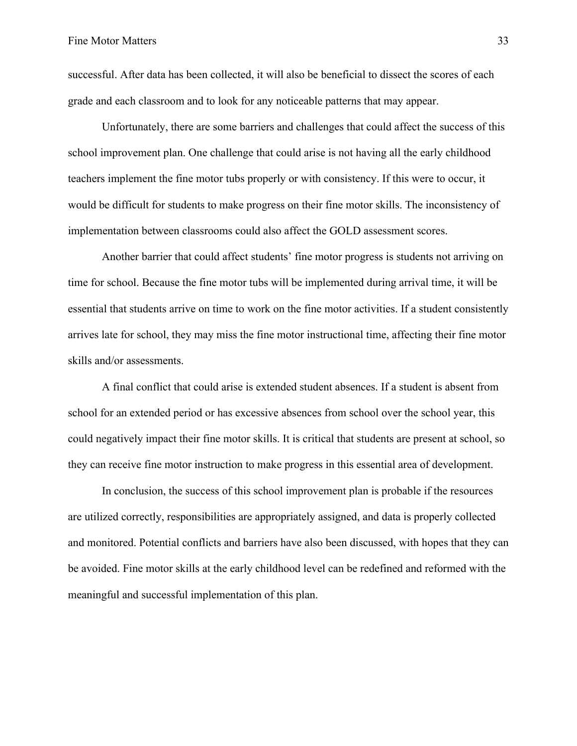successful. After data has been collected, it will also be beneficial to dissect the scores of each grade and each classroom and to look for any noticeable patterns that may appear.

Unfortunately, there are some barriers and challenges that could affect the success of this school improvement plan. One challenge that could arise is not having all the early childhood teachers implement the fine motor tubs properly or with consistency. If this were to occur, it would be difficult for students to make progress on their fine motor skills. The inconsistency of implementation between classrooms could also affect the GOLD assessment scores.

Another barrier that could affect students' fine motor progress is students not arriving on time for school. Because the fine motor tubs will be implemented during arrival time, it will be essential that students arrive on time to work on the fine motor activities. If a student consistently arrives late for school, they may miss the fine motor instructional time, affecting their fine motor skills and/or assessments.

A final conflict that could arise is extended student absences. If a student is absent from school for an extended period or has excessive absences from school over the school year, this could negatively impact their fine motor skills. It is critical that students are present at school, so they can receive fine motor instruction to make progress in this essential area of development.

In conclusion, the success of this school improvement plan is probable if the resources are utilized correctly, responsibilities are appropriately assigned, and data is properly collected and monitored. Potential conflicts and barriers have also been discussed, with hopes that they can be avoided. Fine motor skills at the early childhood level can be redefined and reformed with the meaningful and successful implementation of this plan.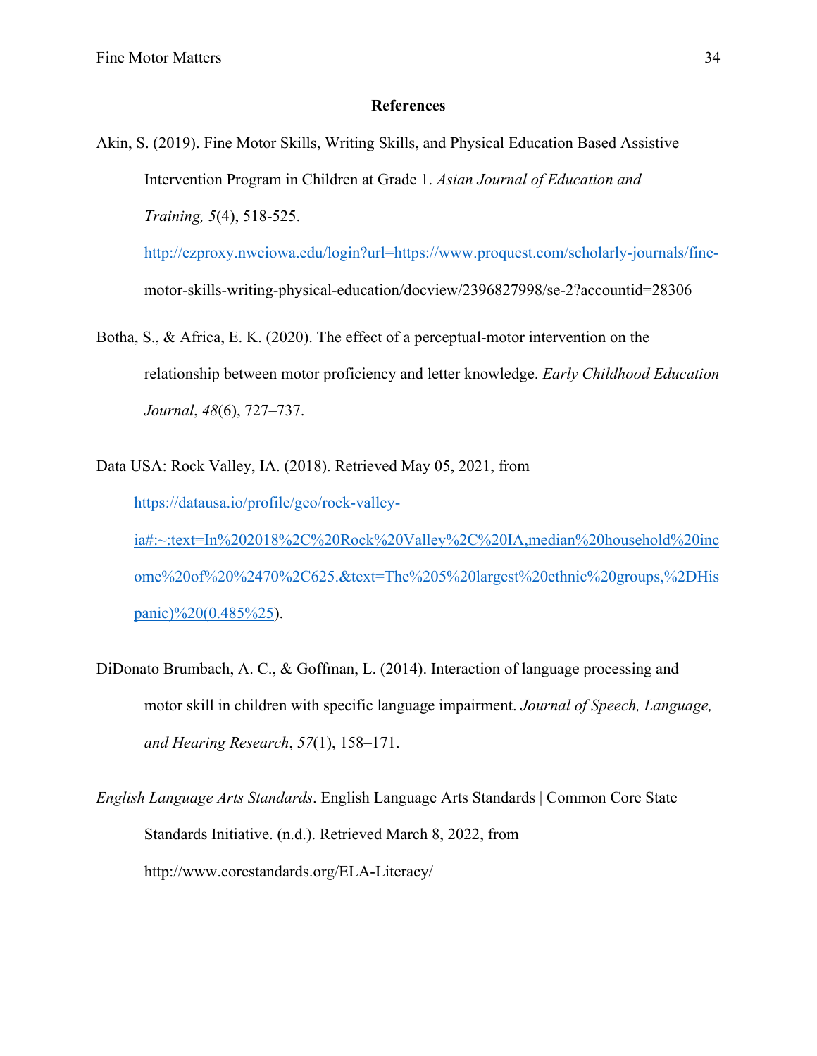# References

Akin, S. (2019). Fine Motor Skills, Writing Skills, and Physical Education Based Assistive Intervention Program in Children at Grade 1. *Asian Journal of Education and Training, 5*(4), 518-525. http://ezproxy.nwciowa.edu/login?url=https://www.proquest.com/scholarly-journals/fine-motor-skills-writing-physical-education/docview/2396827998/se-2?accountid=28306

Botha, S., & Africa, E. K. (2020). The effect of a perceptual-motor intervention on the relationship between motor proficiency and letter knowledge. *Early Childhood Education Journal*, *48*(6), 727–737.

Data USA: Rock Valley, IA. (2018). Retrieved May 05, 2021, from https://datausa.io/profile/geo/rock-valley-ia#:~:text=In%202018%2C%20Rock%20Valley%2C%20IA,median%20household%20income%20of%20%2470%2C625.&text=The%205%20largest%20ethnic%20groups,%2DHispanic)%20(0.485%25).

DiDonato Brumbach, A. C., & Goffman, L. (2014). Interaction of language processing and motor skill in children with specific language impairment. *Journal of Speech, Language, and Hearing Research*, *57*(1), 158–171.

*English Language Arts Standards*. English Language Arts Standards | Common Core State Standards Initiative. (n.d.). Retrieved March 8, 2022, from http://www.corestandards.org/ELA-Literacy/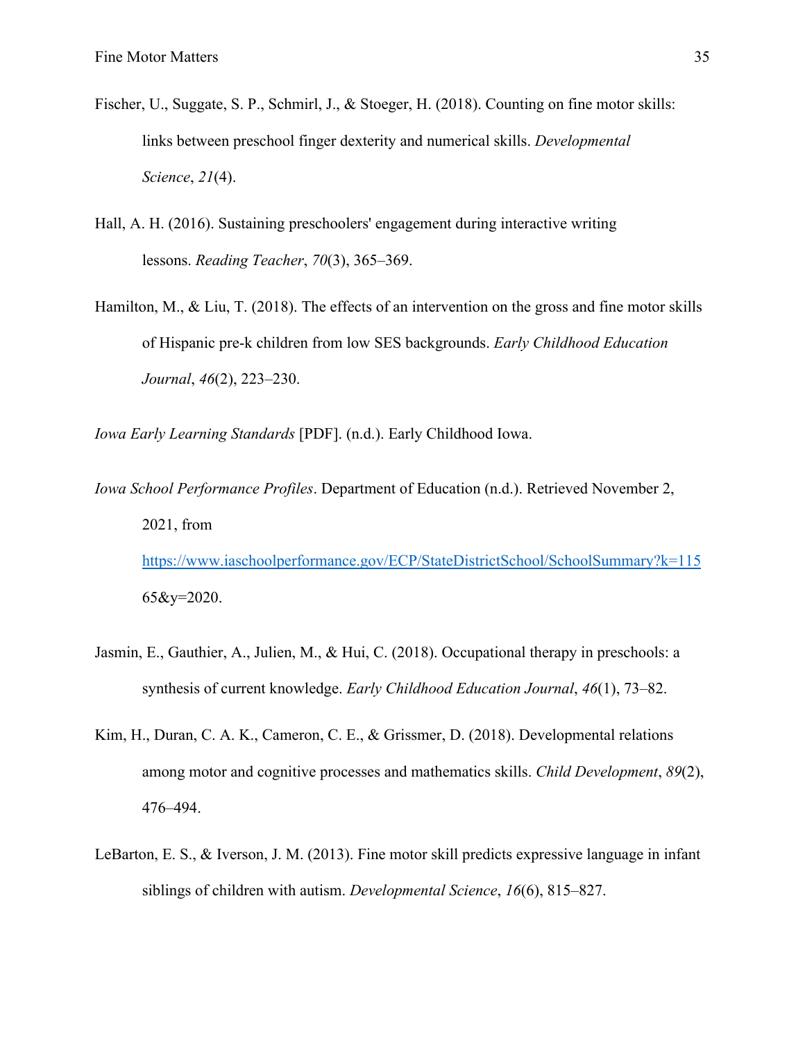Fischer, U., Suggate, S. P., Schmirl, J., & Stoeger, H. (2018). Counting on fine motor skills: links between preschool finger dexterity and numerical skills. *Developmental Science*, *21*(4).

Hall, A. H. (2016). Sustaining preschoolers' engagement during interactive writing lessons. *Reading Teacher*, *70*(3), 365–369.

Hamilton, M., & Liu, T. (2018). The effects of an intervention on the gross and fine motor skills of Hispanic pre-k children from low SES backgrounds. *Early Childhood Education Journal*, *46*(2), 223–230.

*Iowa Early Learning Standards* [PDF]. (n.d.). Early Childhood Iowa.

*Iowa School Performance Profiles*. Department of Education (n.d.). Retrieved November 2, 2021, from https://www.iaschoolperformance.gov/ECP/StateDistrictSchool/SchoolSummary?k=11565&y=2020.

Jasmin, E., Gauthier, A., Julien, M., & Hui, C. (2018). Occupational therapy in preschools: a synthesis of current knowledge. *Early Childhood Education Journal*, *46*(1), 73–82.

Kim, H., Duran, C. A. K., Cameron, C. E., & Grissmer, D. (2018). Developmental relations among motor and cognitive processes and mathematics skills. *Child Development*, *89*(2), 476–494.

LeBarton, E. S., & Iverson, J. M. (2013). Fine motor skill predicts expressive language in infant siblings of children with autism. *Developmental Science*, *16*(6), 815–827.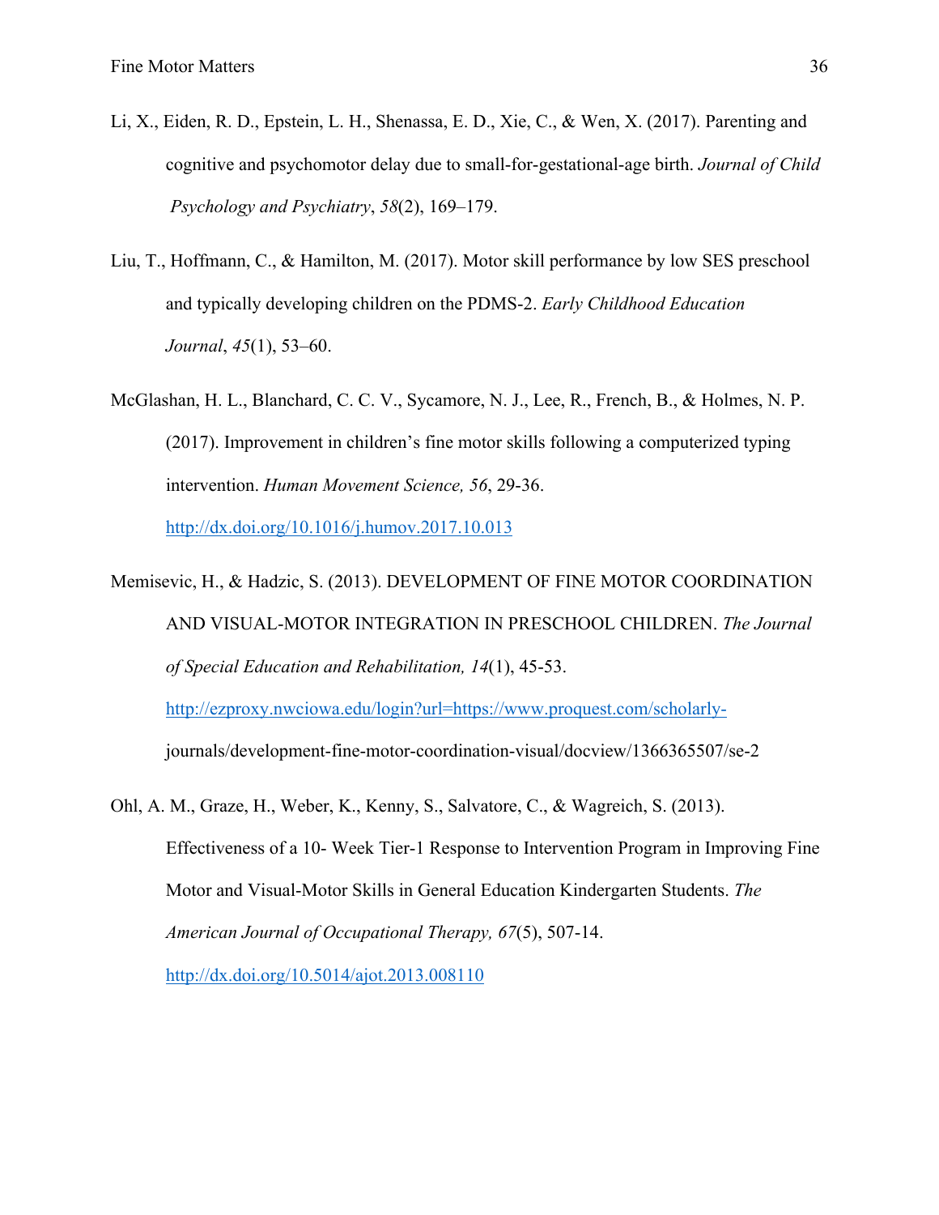Li, X., Eiden, R. D., Epstein, L. H., Shenassa, E. D., Xie, C., & Wen, X. (2017). Parenting and cognitive and psychomotor delay due to small-for-gestational-age birth. *Journal of Child Psychology and Psychiatry*, *58*(2), 169–179.

Liu, T., Hoffmann, C., & Hamilton, M. (2017). Motor skill performance by low SES preschool and typically developing children on the PDMS-2. *Early Childhood Education Journal*, *45*(1), 53–60.

McGlashan, H. L., Blanchard, C. C. V., Sycamore, N. J., Lee, R., French, B., & Holmes, N. P. (2017). Improvement in children's fine motor skills following a computerized typing intervention. *Human Movement Science, 56*, 29-36. http://dx.doi.org/10.1016/j.humov.2017.10.013

Memisevic, H., & Hadzic, S. (2013). DEVELOPMENT OF FINE MOTOR COORDINATION AND VISUAL-MOTOR INTEGRATION IN PRESCHOOL CHILDREN. *The Journal of Special Education and Rehabilitation, 14*(1), 45-53. http://ezproxy.nwciowa.edu/login?url=https://www.proquest.com/scholarly-journals/development-fine-motor-coordination-visual/docview/1366365507/se-2

Ohl, A. M., Graze, H., Weber, K., Kenny, S., Salvatore, C., & Wagreich, S. (2013). Effectiveness of a 10- Week Tier-1 Response to Intervention Program in Improving Fine Motor and Visual-Motor Skills in General Education Kindergarten Students. *The American Journal of Occupational Therapy, 67*(5), 507-14. http://dx.doi.org/10.5014/ajot.2013.008110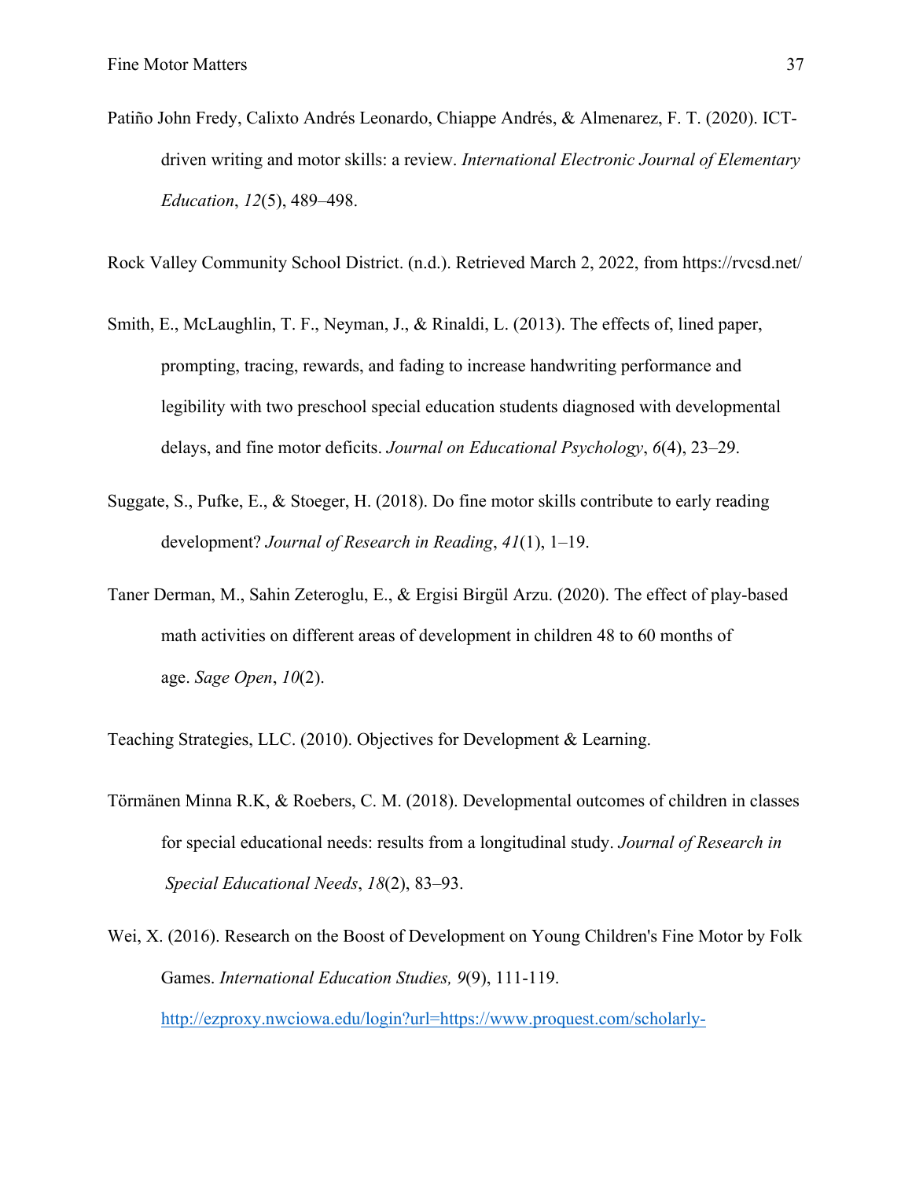Patiño John Fredy, Calixto Andrés Leonardo, Chiappe Andrés, & Almenarez, F. T. (2020). ICT-driven writing and motor skills: a review. *International Electronic Journal of Elementary Education*, *12*(5), 489–498.

Rock Valley Community School District. (n.d.). Retrieved March 2, 2022, from https://rvcsd.net/

Smith, E., McLaughlin, T. F., Neyman, J., & Rinaldi, L. (2013). The effects of, lined paper, prompting, tracing, rewards, and fading to increase handwriting performance and legibility with two preschool special education students diagnosed with developmental delays, and fine motor deficits. *Journal on Educational Psychology*, *6*(4), 23–29.

Suggate, S., Pufke, E., & Stoeger, H. (2018). Do fine motor skills contribute to early reading development? *Journal of Research in Reading*, *41*(1), 1–19.

Taner Derman, M., Sahin Zeteroglu, E., & Ergisi Birgül Arzu. (2020). The effect of play-based math activities on different areas of development in children 48 to 60 months of age. *Sage Open*, *10*(2).

Teaching Strategies, LLC. (2010). Objectives for Development & Learning.

Törmänen Minna R.K, & Roebers, C. M. (2018). Developmental outcomes of children in classes for special educational needs: results from a longitudinal study. *Journal of Research in Special Educational Needs*, *18*(2), 83–93.

Wei, X. (2016). Research on the Boost of Development on Young Children's Fine Motor by Folk Games. *International Education Studies, 9*(9), 111-119. http://ezproxy.nwciowa.edu/login?url=https://www.proquest.com/scholarly-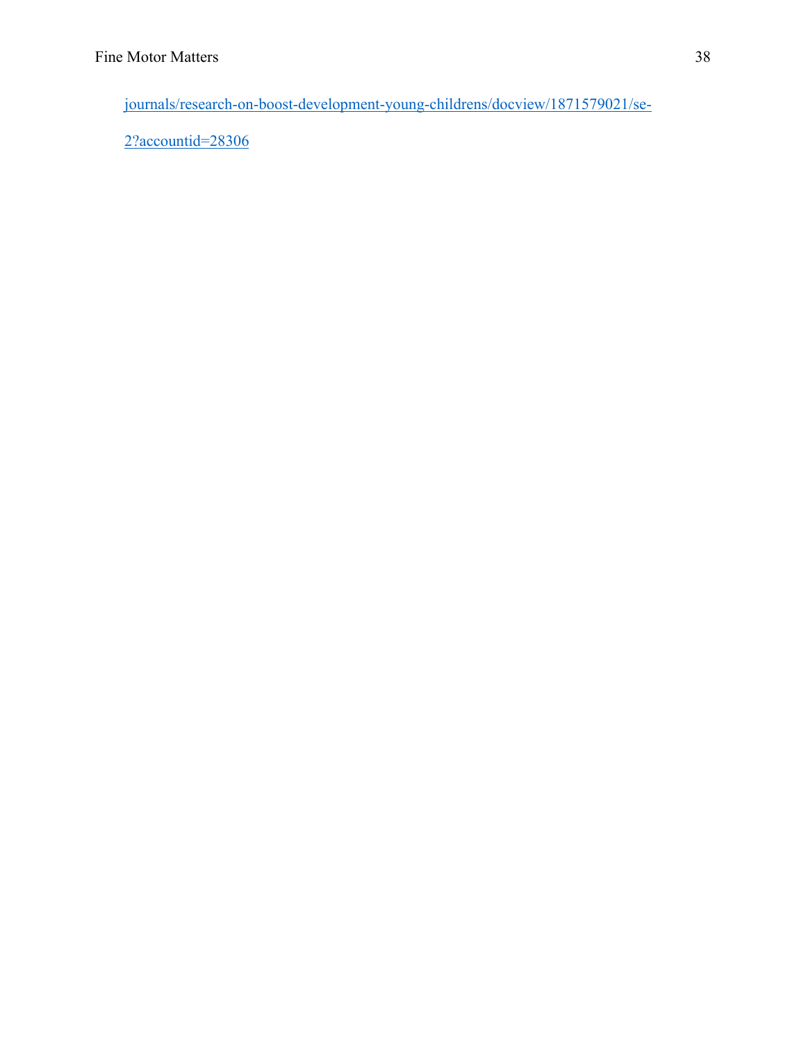journals/research-on-boost-development-young-childrens/docview/1871579021/se-2?accountid=28306